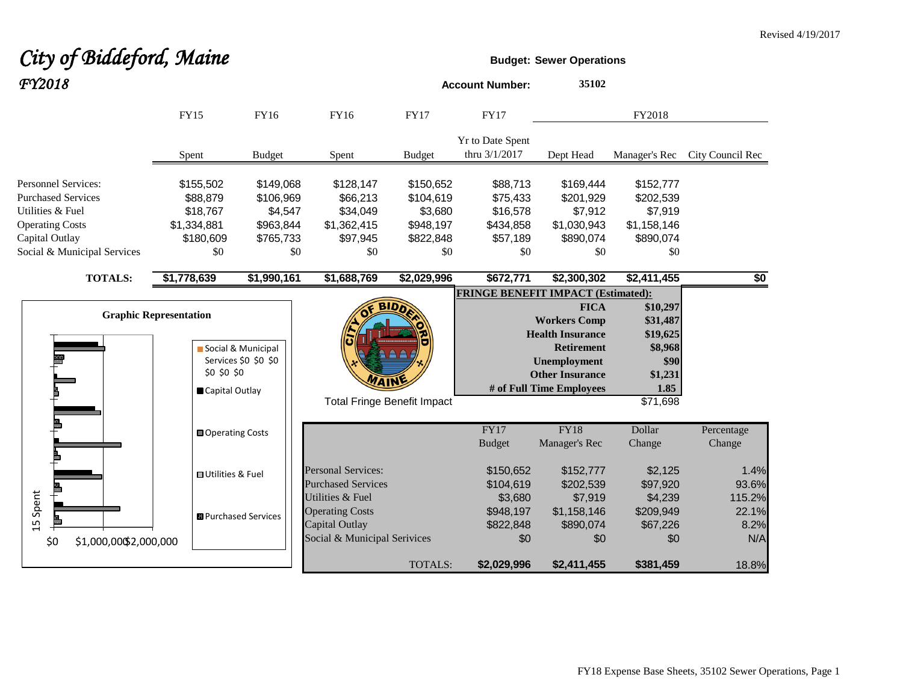Revised 4/19/2017

# *City of Biddeford, Maine*

## *FY2018*

**Budget: Sewer Operations**

**Account Number:** 35102

| | FY15 | FY16 | FY16 | FY17 | FY17 | FY2018 | | |
|---|---|---|---|---|---|---|---|---|
| | Spent | Budget | Spent | Budget | Yr to Date Spent thru 3/1/2017 | Dept Head | Manager's Rec | City Council Rec |
| Personnel Services: | $155,502 | $149,068 | $128,147 | $150,652 | $88,713 | $169,444 | $152,777 | |
| Purchased Services | $88,879 | $106,969 | $66,213 | $104,619 | $75,433 | $201,929 | $202,539 | |
| Utilities & Fuel | $18,767 | $4,547 | $34,049 | $3,680 | $16,578 | $7,912 | $7,919 | |
| Operating Costs | $1,334,881 | $963,844 | $1,362,415 | $948,197 | $434,858 | $1,030,943 | $1,158,146 | |
| Capital Outlay | $180,609 | $765,733 | $97,945 | $822,848 | $57,189 | $890,074 | $890,074 | |
| Social & Municipal Services | $0 | $0 | $0 | $0 | $0 | $0 | $0 | |
| **TOTALS:** | **$1,778,639** | **$1,990,161** | **$1,688,769** | **$2,029,996** | **$672,771** | **$2,300,302** | **$2,411,455** | **$0** |

**Graphic Representation**

Legend: Social & Municipal Services $0 $0 $0 $0 $0 $0; Capital Outlay; Operating Costs; Utilities & Fuel; Purchased Services

Axis: 15 Spent; $0 $1,000,000 $2,000,000

**FRINGE BENEFIT IMPACT (Estimated):**

| | |
|---|---|
| **FICA** | **$10,297** |
| **Workers Comp** | **$31,487** |
| **Health Insurance** | **$19,625** |
| **Retirement** | **$8,968** |
| **Unemployment** | **$90** |
| **Other Insurance** | **$1,231** |
| **# of Full Time Employees** | **1.85** |
| Total Fringe Benefit Impact | $71,698 |

| | FY17 Budget | FY18 Manager's Rec | Dollar Change | Percentage Change |
|---|---|---|---|---|
| Personal Services: | $150,652 | $152,777 | $2,125 | 1.4% |
| Purchased Services | $104,619 | $202,539 | $97,920 | 93.6% |
| Utilities & Fuel | $3,680 | $7,919 | $4,239 | 115.2% |
| Operating Costs | $948,197 | $1,158,146 | $209,949 | 22.1% |
| Capital Outlay | $822,848 | $890,074 | $67,226 | 8.2% |
| Social & Municipal Serivices | $0 | $0 | $0 | N/A |
| TOTALS: | **$2,029,996** | **$2,411,455** | **$381,459** | 18.8% |

FY18 Expense Base Sheets, 35102 Sewer Operations, Page 1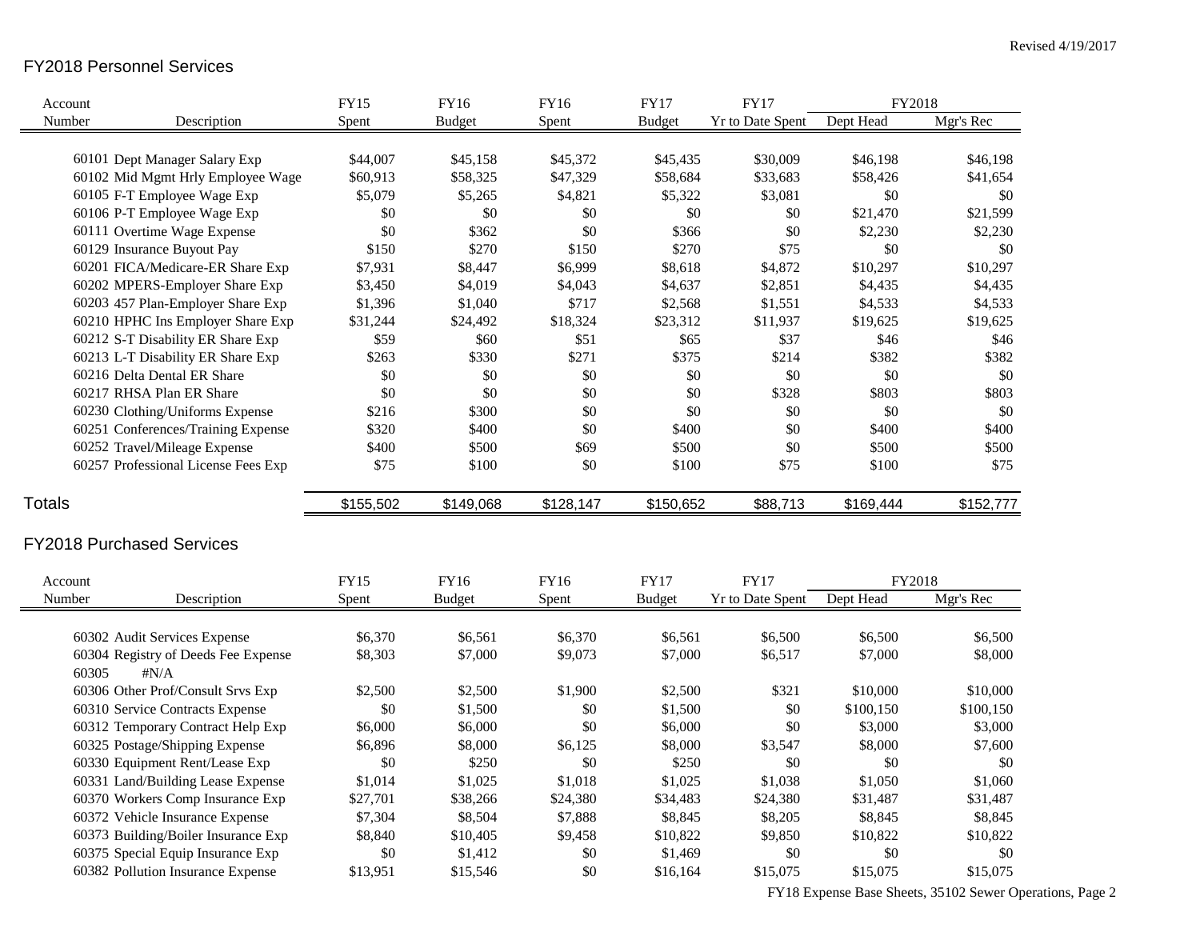Revised 4/19/2017

## FY2018 Personnel Services

| Account Number | Description | FY15 Spent | FY16 Budget | FY16 Spent | FY17 Budget | FY17 Yr to Date Spent | FY2018 Dept Head | FY2018 Mgr's Rec |
|---|---|---|---|---|---|---|---|---|
| 60101 | Dept Manager Salary Exp | $44,007 | $45,158 | $45,372 | $45,435 | $30,009 | $46,198 | $46,198 |
| 60102 | Mid Mgmt Hrly Employee Wage | $60,913 | $58,325 | $47,329 | $58,684 | $33,683 | $58,426 | $41,654 |
| 60105 | F-T Employee Wage Exp | $5,079 | $5,265 | $4,821 | $5,322 | $3,081 | $0 | $0 |
| 60106 | P-T Employee Wage Exp | $0 | $0 | $0 | $0 | $0 | $21,470 | $21,599 |
| 60111 | Overtime Wage Expense | $0 | $362 | $0 | $366 | $0 | $2,230 | $2,230 |
| 60129 | Insurance Buyout Pay | $150 | $270 | $150 | $270 | $75 | $0 | $0 |
| 60201 | FICA/Medicare-ER Share Exp | $7,931 | $8,447 | $6,999 | $8,618 | $4,872 | $10,297 | $10,297 |
| 60202 | MPERS-Employer Share Exp | $3,450 | $4,019 | $4,043 | $4,637 | $2,851 | $4,435 | $4,435 |
| 60203 | 457 Plan-Employer Share Exp | $1,396 | $1,040 | $717 | $2,568 | $1,551 | $4,533 | $4,533 |
| 60210 | HPHC Ins Employer Share Exp | $31,244 | $24,492 | $18,324 | $23,312 | $11,937 | $19,625 | $19,625 |
| 60212 | S-T Disability ER Share Exp | $59 | $60 | $51 | $65 | $37 | $46 | $46 |
| 60213 | L-T Disability ER Share Exp | $263 | $330 | $271 | $375 | $214 | $382 | $382 |
| 60216 | Delta Dental ER Share | $0 | $0 | $0 | $0 | $0 | $0 | $0 |
| 60217 | RHSA Plan ER Share | $0 | $0 | $0 | $0 | $328 | $803 | $803 |
| 60230 | Clothing/Uniforms Expense | $216 | $300 | $0 | $0 | $0 | $0 | $0 |
| 60251 | Conferences/Training Expense | $320 | $400 | $0 | $400 | $0 | $400 | $400 |
| 60252 | Travel/Mileage Expense | $400 | $500 | $69 | $500 | $0 | $500 | $500 |
| 60257 | Professional License Fees Exp | $75 | $100 | $0 | $100 | $75 | $100 | $75 |
| **Totals** | | $155,502 | $149,068 | $128,147 | $150,652 | $88,713 | $169,444 | $152,777 |

## FY2018 Purchased Services

| Account Number | Description | FY15 Spent | FY16 Budget | FY16 Spent | FY17 Budget | FY17 Yr to Date Spent | FY2018 Dept Head | FY2018 Mgr's Rec |
|---|---|---|---|---|---|---|---|---|
| 60302 | Audit Services Expense | $6,370 | $6,561 | $6,370 | $6,561 | $6,500 | $6,500 | $6,500 |
| 60304 | Registry of Deeds Fee Expense | $8,303 | $7,000 | $9,073 | $7,000 | $6,517 | $7,000 | $8,000 |
| 60305 | #N/A | | | | | | | |
| 60306 | Other Prof/Consult Srvs Exp | $2,500 | $2,500 | $1,900 | $2,500 | $321 | $10,000 | $10,000 |
| 60310 | Service Contracts Expense | $0 | $1,500 | $0 | $1,500 | $0 | $100,150 | $100,150 |
| 60312 | Temporary Contract Help Exp | $6,000 | $6,000 | $0 | $6,000 | $0 | $3,000 | $3,000 |
| 60325 | Postage/Shipping Expense | $6,896 | $8,000 | $6,125 | $8,000 | $3,547 | $8,000 | $7,600 |
| 60330 | Equipment Rent/Lease Exp | $0 | $250 | $0 | $250 | $0 | $0 | $0 |
| 60331 | Land/Building Lease Expense | $1,014 | $1,025 | $1,018 | $1,025 | $1,038 | $1,050 | $1,060 |
| 60370 | Workers Comp Insurance Exp | $27,701 | $38,266 | $24,380 | $34,483 | $24,380 | $31,487 | $31,487 |
| 60372 | Vehicle Insurance Expense | $7,304 | $8,504 | $7,888 | $8,845 | $8,205 | $8,845 | $8,845 |
| 60373 | Building/Boiler Insurance Exp | $8,840 | $10,405 | $9,458 | $10,822 | $9,850 | $10,822 | $10,822 |
| 60375 | Special Equip Insurance Exp | $0 | $1,412 | $0 | $1,469 | $0 | $0 | $0 |
| 60382 | Pollution Insurance Expense | $13,951 | $15,546 | $0 | $16,164 | $15,075 | $15,075 | $15,075 |

FY18 Expense Base Sheets, 35102 Sewer Operations, Page 2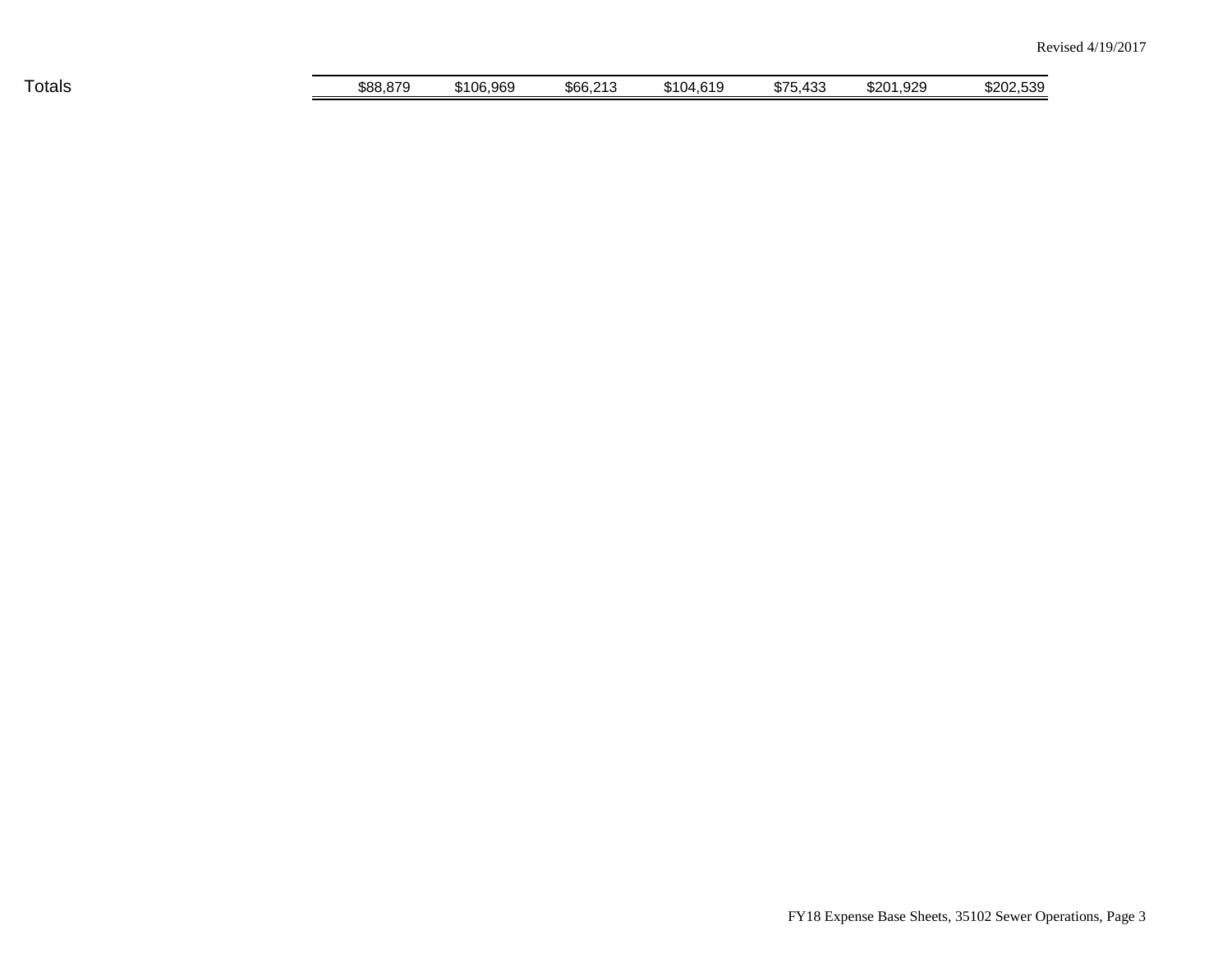| Totals | $88,879 | $106,969 | $66,213 | $104,619 | $75,433 | $201,929 | $202,539 |
|---|---|---|---|---|---|---|---|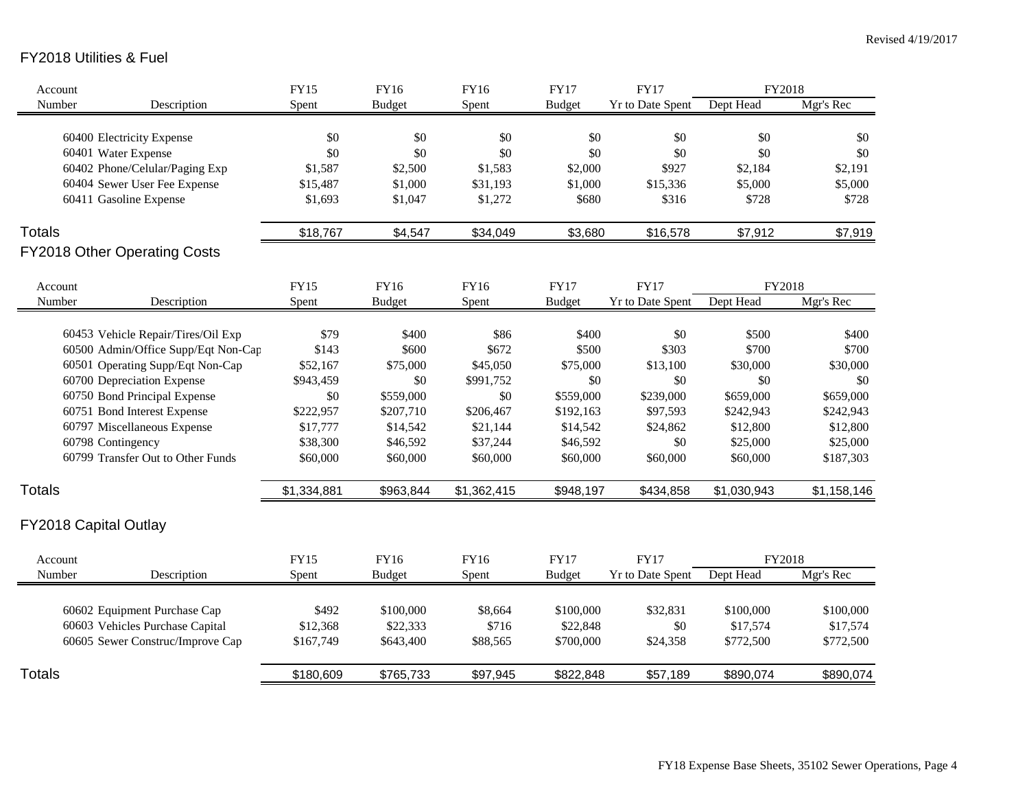Revised 4/19/2017

## FY2018 Utilities & Fuel

| Account Number | Description | FY15 Spent | FY16 Budget | FY16 Spent | FY17 Budget | FY17 Yr to Date Spent | FY2018 Dept Head | FY2018 Mgr's Rec |
|---|---|---|---|---|---|---|---|---|
| 60400 | Electricity Expense | $0 | $0 | $0 | $0 | $0 | $0 | $0 |
| 60401 | Water Expense | $0 | $0 | $0 | $0 | $0 | $0 | $0 |
| 60402 | Phone/Celular/Paging Exp | $1,587 | $2,500 | $1,583 | $2,000 | $927 | $2,184 | $2,191 |
| 60404 | Sewer User Fee Expense | $15,487 | $1,000 | $31,193 | $1,000 | $15,336 | $5,000 | $5,000 |
| 60411 | Gasoline Expense | $1,693 | $1,047 | $1,272 | $680 | $316 | $728 | $728 |
| **Totals** | | $18,767 | $4,547 | $34,049 | $3,680 | $16,578 | $7,912 | $7,919 |

## FY2018 Other Operating Costs

| Account Number | Description | FY15 Spent | FY16 Budget | FY16 Spent | FY17 Budget | FY17 Yr to Date Spent | FY2018 Dept Head | FY2018 Mgr's Rec |
|---|---|---|---|---|---|---|---|---|
| 60453 | Vehicle Repair/Tires/Oil Exp | $79 | $400 | $86 | $400 | $0 | $500 | $400 |
| 60500 | Admin/Office Supp/Eqt Non-Cap | $143 | $600 | $672 | $500 | $303 | $700 | $700 |
| 60501 | Operating Supp/Eqt Non-Cap | $52,167 | $75,000 | $45,050 | $75,000 | $13,100 | $30,000 | $30,000 |
| 60700 | Depreciation Expense | $943,459 | $0 | $991,752 | $0 | $0 | $0 | $0 |
| 60750 | Bond Principal Expense | $0 | $559,000 | $0 | $559,000 | $239,000 | $659,000 | $659,000 |
| 60751 | Bond Interest Expense | $222,957 | $207,710 | $206,467 | $192,163 | $97,593 | $242,943 | $242,943 |
| 60797 | Miscellaneous Expense | $17,777 | $14,542 | $21,144 | $14,542 | $24,862 | $12,800 | $12,800 |
| 60798 | Contingency | $38,300 | $46,592 | $37,244 | $46,592 | $0 | $25,000 | $25,000 |
| 60799 | Transfer Out to Other Funds | $60,000 | $60,000 | $60,000 | $60,000 | $60,000 | $60,000 | $187,303 |
| **Totals** | | $1,334,881 | $963,844 | $1,362,415 | $948,197 | $434,858 | $1,030,943 | $1,158,146 |

## FY2018 Capital Outlay

| Account Number | Description | FY15 Spent | FY16 Budget | FY16 Spent | FY17 Budget | FY17 Yr to Date Spent | FY2018 Dept Head | FY2018 Mgr's Rec |
|---|---|---|---|---|---|---|---|---|
| 60602 | Equipment Purchase Cap | $492 | $100,000 | $8,664 | $100,000 | $32,831 | $100,000 | $100,000 |
| 60603 | Vehicles Purchase Capital | $12,368 | $22,333 | $716 | $22,848 | $0 | $17,574 | $17,574 |
| 60605 | Sewer Construc/Improve Cap | $167,749 | $643,400 | $88,565 | $700,000 | $24,358 | $772,500 | $772,500 |
| **Totals** | | $180,609 | $765,733 | $97,945 | $822,848 | $57,189 | $890,074 | $890,074 |

FY18 Expense Base Sheets, 35102 Sewer Operations, Page 4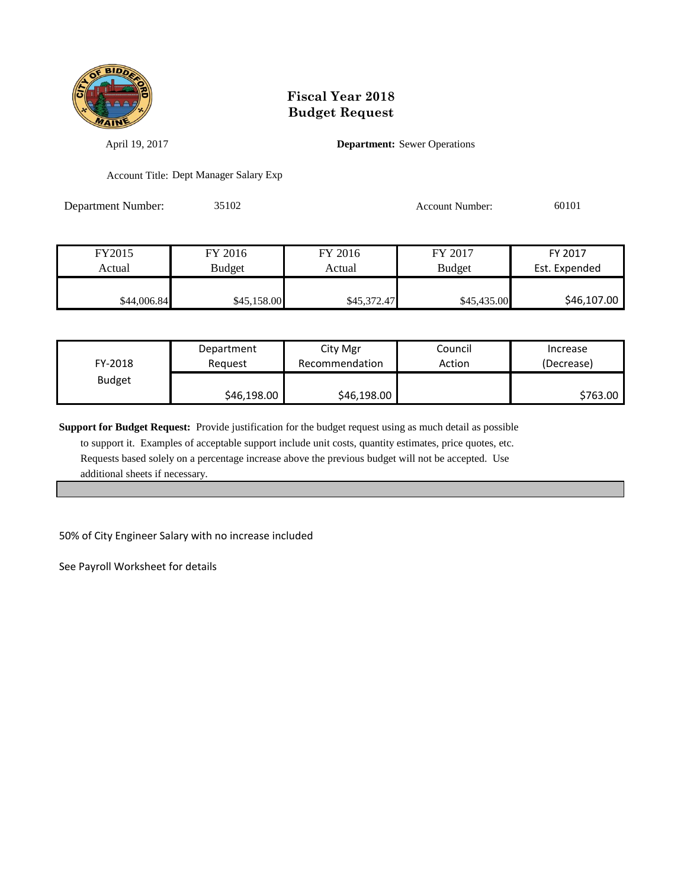# Fiscal Year 2018
# Budget Request

April 19, 2017

**Department:** Sewer Operations

Account Title: Dept Manager Salary Exp

Department Number: 35102

Account Number: 60101

| FY2015 Actual | FY 2016 Budget | FY 2016 Actual | FY 2017 Budget | FY 2017 Est. Expended |
|---|---|---|---|---|
| $44,006.84 | $45,158.00 | $45,372.47 | $45,435.00 | $46,107.00 |

| FY-2018 Budget | Department Request | City Mgr Recommendation | Council Action | Increase (Decrease) |
|---|---|---|---|---|
| | $46,198.00 | $46,198.00 | | $763.00 |

**Support for Budget Request:** Provide justification for the budget request using as much detail as possible to support it. Examples of acceptable support include unit costs, quantity estimates, price quotes, etc. Requests based solely on a percentage increase above the previous budget will not be accepted. Use additional sheets if necessary.

50% of City Engineer Salary with no increase included

See Payroll Worksheet for details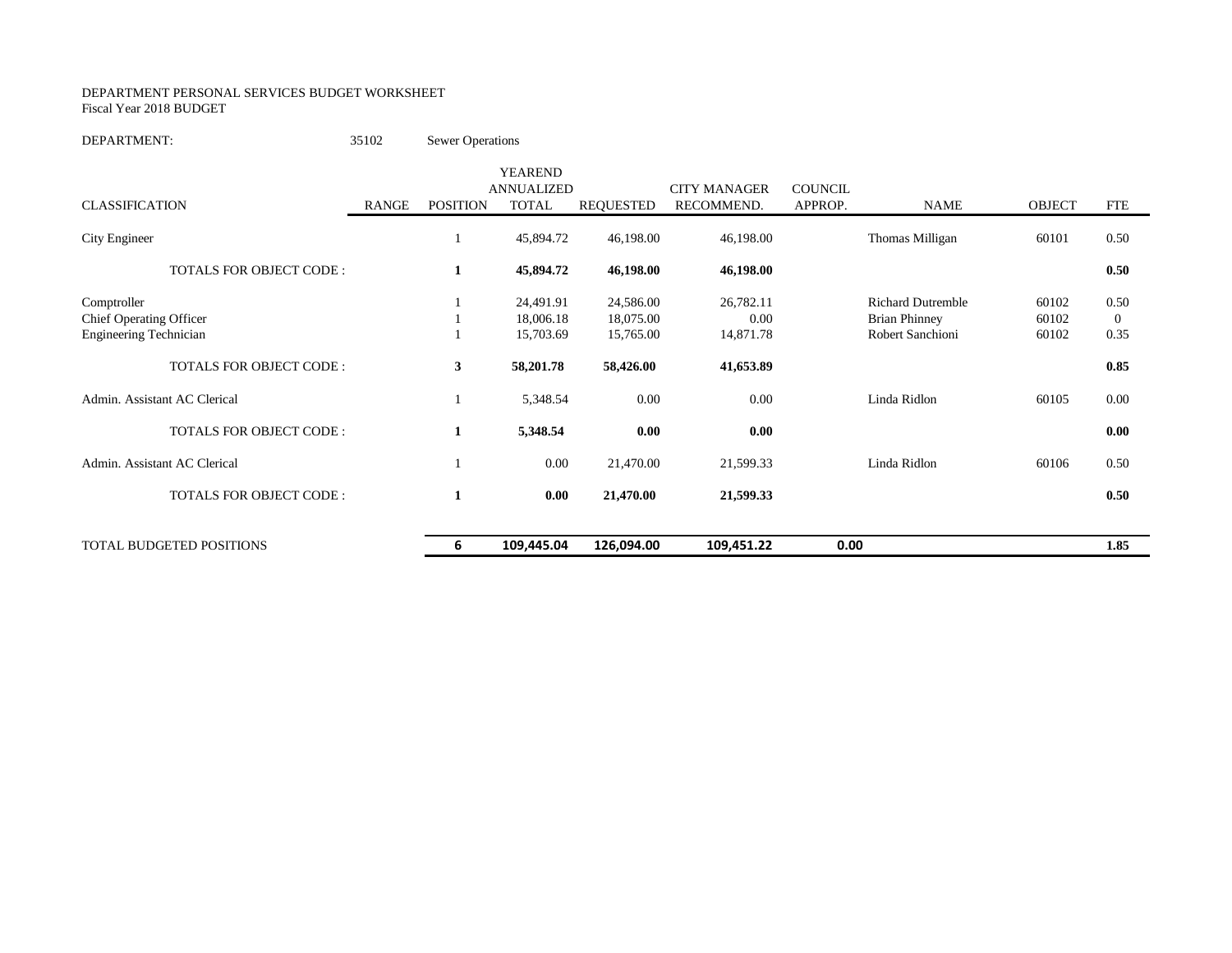DEPARTMENT PERSONAL SERVICES BUDGET WORKSHEET
Fiscal Year 2018 BUDGET

DEPARTMENT: 35102 Sewer Operations

| CLASSIFICATION | RANGE | POSITION | YEAREND ANNUALIZED TOTAL | REQUESTED | CITY MANAGER RECOMMEND. | COUNCIL APPROP. | NAME | OBJECT | FTE |
|---|---|---|---|---|---|---|---|---|---|
| City Engineer | | 1 | 45,894.72 | 46,198.00 | 46,198.00 | | Thomas Milligan | 60101 | 0.50 |
| **TOTALS FOR OBJECT CODE :** | | **1** | **45,894.72** | **46,198.00** | **46,198.00** | | | | **0.50** |
| Comptroller | | 1 | 24,491.91 | 24,586.00 | 26,782.11 | | Richard Dutremble | 60102 | 0.50 |
| Chief Operating Officer | | 1 | 18,006.18 | 18,075.00 | 0.00 | | Brian Phinney | 60102 | 0 |
| Engineering Technician | | 1 | 15,703.69 | 15,765.00 | 14,871.78 | | Robert Sanchioni | 60102 | 0.35 |
| **TOTALS FOR OBJECT CODE :** | | **3** | **58,201.78** | **58,426.00** | **41,653.89** | | | | **0.85** |
| Admin. Assistant AC Clerical | | 1 | 5,348.54 | 0.00 | 0.00 | | Linda Ridlon | 60105 | 0.00 |
| **TOTALS FOR OBJECT CODE :** | | **1** | **5,348.54** | **0.00** | **0.00** | | | | **0.00** |
| Admin. Assistant AC Clerical | | 1 | 0.00 | 21,470.00 | 21,599.33 | | Linda Ridlon | 60106 | 0.50 |
| **TOTALS FOR OBJECT CODE :** | | **1** | **0.00** | **21,470.00** | **21,599.33** | | | | **0.50** |
| TOTAL BUDGETED POSITIONS | | **6** | **109,445.04** | **126,094.00** | **109,451.22** | **0.00** | | | **1.85** |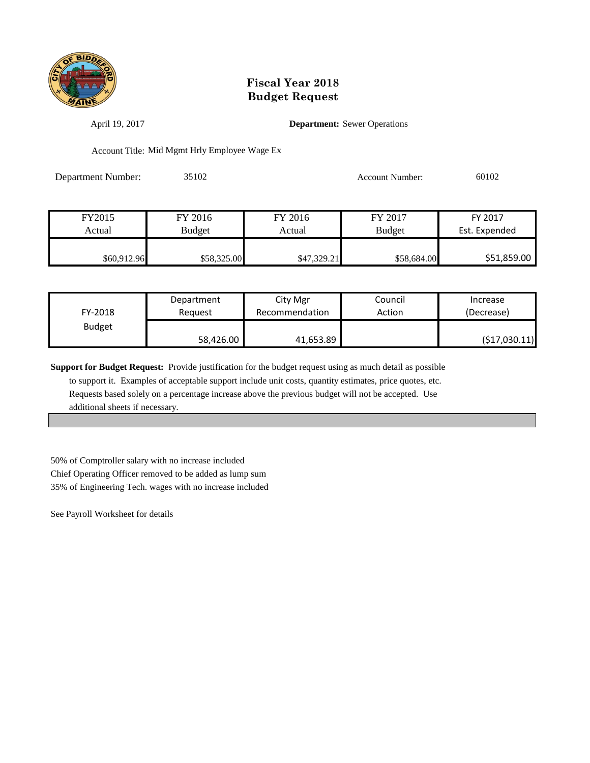# Fiscal Year 2018
# Budget Request

April 19, 2017 **Department:** Sewer Operations

Account Title: Mid Mgmt Hrly Employee Wage Ex

Department Number: 35102 Account Number: 60102

| FY2015 Actual | FY 2016 Budget | FY 2016 Actual | FY 2017 Budget | FY 2017 Est. Expended |
|---|---|---|---|---|
| $60,912.96 | $58,325.00 | $47,329.21 | $58,684.00 | $51,859.00 |

| FY-2018 Budget | Department Request | City Mgr Recommendation | Council Action | Increase (Decrease) |
|---|---|---|---|---|
| | 58,426.00 | 41,653.89 | | ($17,030.11) |

**Support for Budget Request:** Provide justification for the budget request using as much detail as possible to support it. Examples of acceptable support include unit costs, quantity estimates, price quotes, etc. Requests based solely on a percentage increase above the previous budget will not be accepted. Use additional sheets if necessary.

50% of Comptroller salary with no increase included
Chief Operating Officer removed to be added as lump sum
35% of Engineering Tech. wages with no increase included

See Payroll Worksheet for details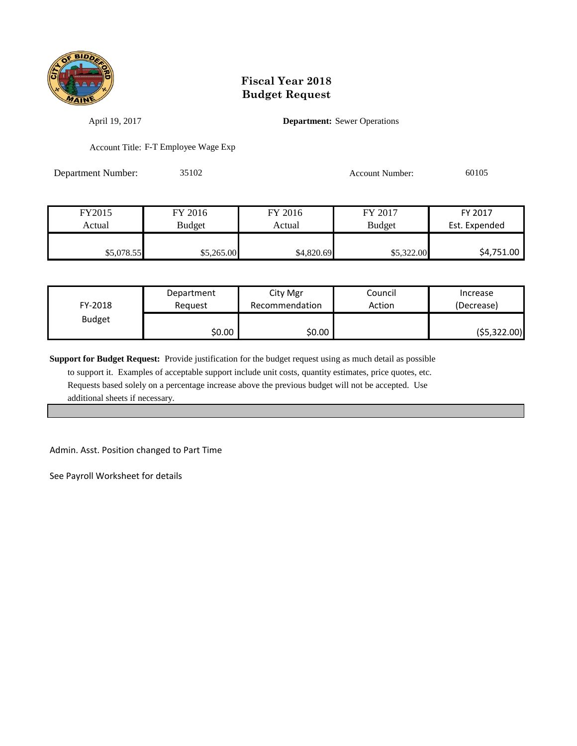# Fiscal Year 2018
# Budget Request

April 19, 2017

**Department:** Sewer Operations

Account Title: F-T Employee Wage Exp

Department Number: 35102

Account Number: 60105

| FY2015 Actual | FY 2016 Budget | FY 2016 Actual | FY 2017 Budget | FY 2017 Est. Expended |
|---|---|---|---|---|
| $5,078.55 | $5,265.00 | $4,820.69 | $5,322.00 | $4,751.00 |

| FY-2018 Budget | Department Request | City Mgr Recommendation | Council Action | Increase (Decrease) |
|---|---|---|---|---|
| | $0.00 | $0.00 | | ($5,322.00) |

**Support for Budget Request:** Provide justification for the budget request using as much detail as possible to support it. Examples of acceptable support include unit costs, quantity estimates, price quotes, etc. Requests based solely on a percentage increase above the previous budget will not be accepted. Use additional sheets if necessary.

Admin. Asst. Position changed to Part Time

See Payroll Worksheet for details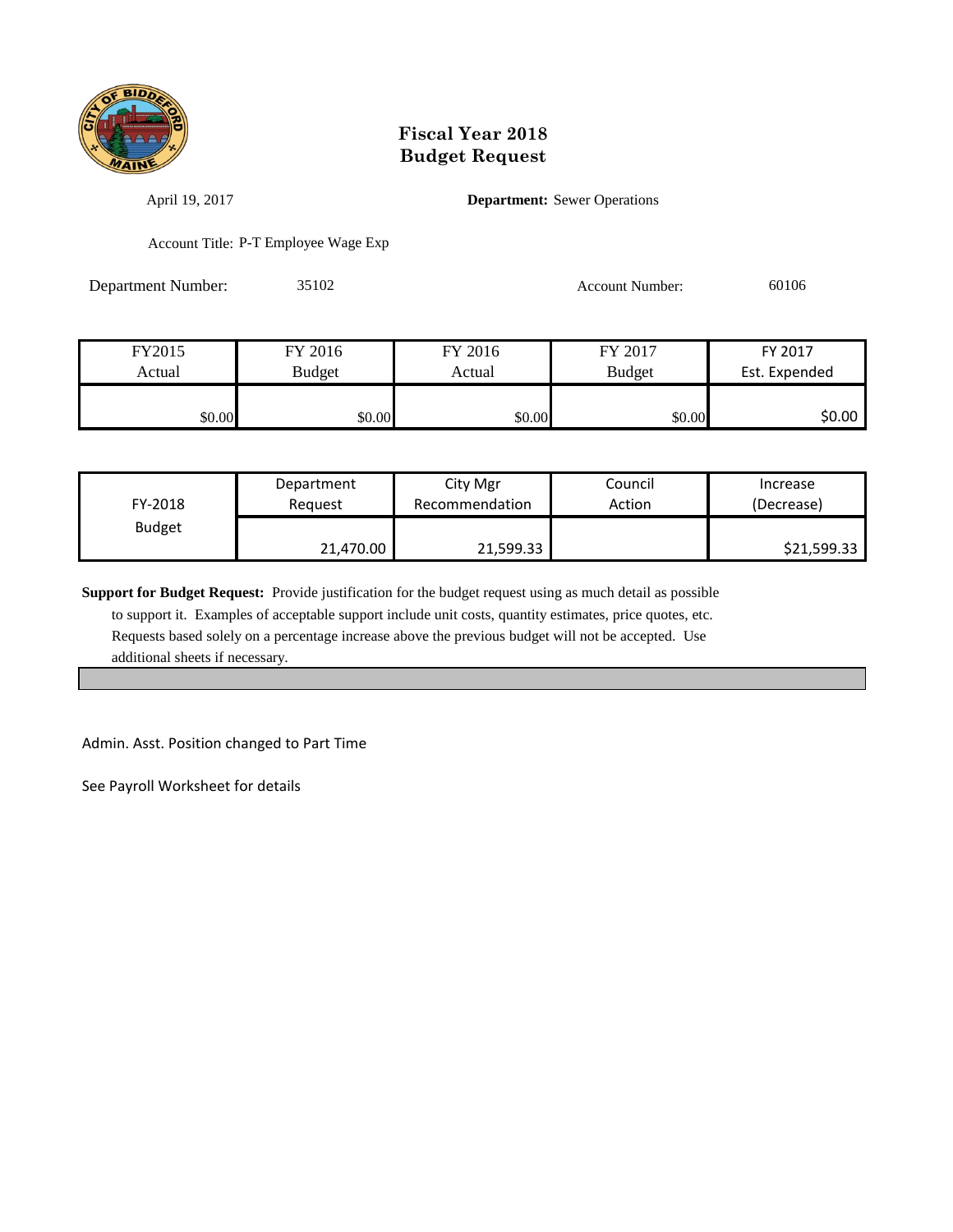# Fiscal Year 2018
# Budget Request

April 19, 2017 **Department:** Sewer Operations

Account Title: P-T Employee Wage Exp

Department Number: 35102 Account Number: 60106

| FY2015 Actual | FY 2016 Budget | FY 2016 Actual | FY 2017 Budget | FY 2017 Est. Expended |
|---|---|---|---|---|
| $0.00 | $0.00 | $0.00 | $0.00 | $0.00 |

| FY-2018 Budget | Department Request | City Mgr Recommendation | Council Action | Increase (Decrease) |
|---|---|---|---|---|
| | 21,470.00 | 21,599.33 | | $21,599.33 |

**Support for Budget Request:** Provide justification for the budget request using as much detail as possible to support it. Examples of acceptable support include unit costs, quantity estimates, price quotes, etc. Requests based solely on a percentage increase above the previous budget will not be accepted. Use additional sheets if necessary.

Admin. Asst. Position changed to Part Time

See Payroll Worksheet for details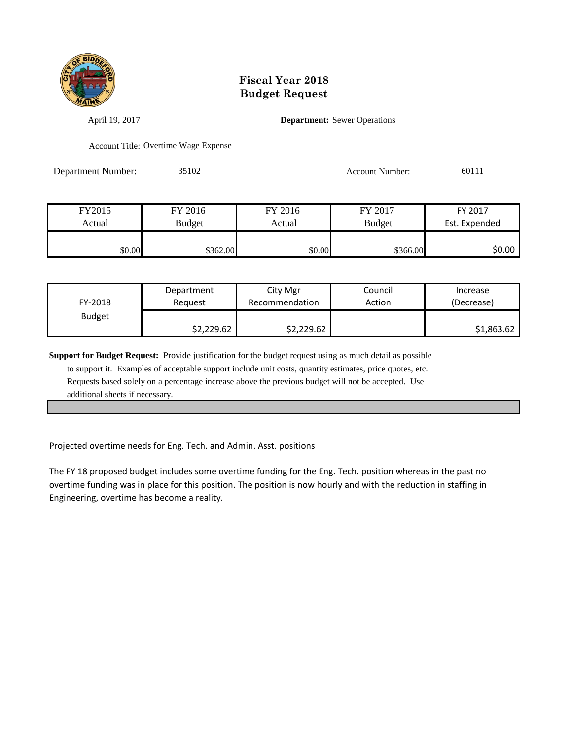# Fiscal Year 2018
# Budget Request

April 19, 2017

**Department:** Sewer Operations

Account Title: Overtime Wage Expense

Department Number: 35102

Account Number: 60111

| FY2015 Actual | FY 2016 Budget | FY 2016 Actual | FY 2017 Budget | FY 2017 Est. Expended |
|---|---|---|---|---|
| $0.00 | $362.00 | $0.00 | $366.00 | $0.00 |

| FY-2018 Budget | Department Request | City Mgr Recommendation | Council Action | Increase (Decrease) |
|---|---|---|---|---|
| | $2,229.62 | $2,229.62 | | $1,863.62 |

**Support for Budget Request:** Provide justification for the budget request using as much detail as possible to support it. Examples of acceptable support include unit costs, quantity estimates, price quotes, etc. Requests based solely on a percentage increase above the previous budget will not be accepted. Use additional sheets if necessary.

Projected overtime needs for Eng. Tech. and Admin. Asst. positions

The FY 18 proposed budget includes some overtime funding for the Eng. Tech. position whereas in the past no overtime funding was in place for this position. The position is now hourly and with the reduction in staffing in Engineering, overtime has become a reality.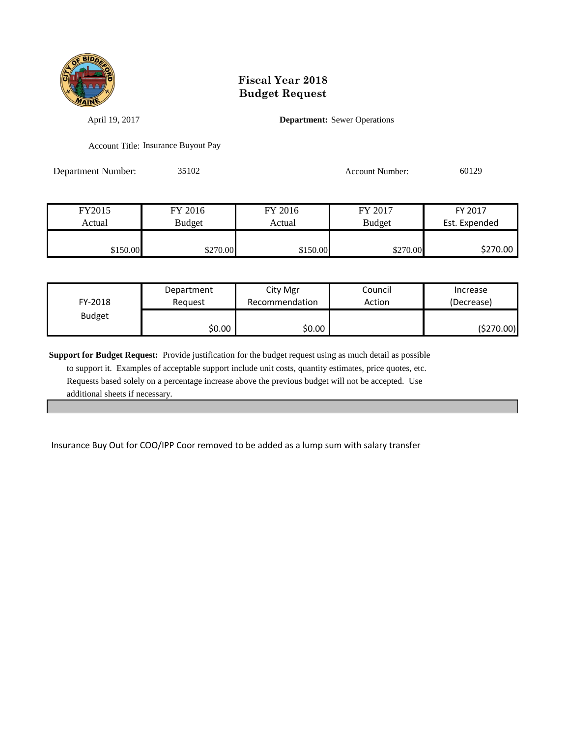# Fiscal Year 2018
# Budget Request

April 19, 2017

**Department:** Sewer Operations

Account Title: Insurance Buyout Pay

Department Number: 35102

Account Number: 60129

| FY2015 Actual | FY 2016 Budget | FY 2016 Actual | FY 2017 Budget | FY 2017 Est. Expended |
|---|---|---|---|---|
| $150.00 | $270.00 | $150.00 | $270.00 | $270.00 |

| FY-2018 Budget | Department Request | City Mgr Recommendation | Council Action | Increase (Decrease) |
|---|---|---|---|---|
| | $0.00 | $0.00 | | ($270.00) |

**Support for Budget Request:** Provide justification for the budget request using as much detail as possible to support it. Examples of acceptable support include unit costs, quantity estimates, price quotes, etc. Requests based solely on a percentage increase above the previous budget will not be accepted. Use additional sheets if necessary.

Insurance Buy Out for COO/IPP Coor removed to be added as a lump sum with salary transfer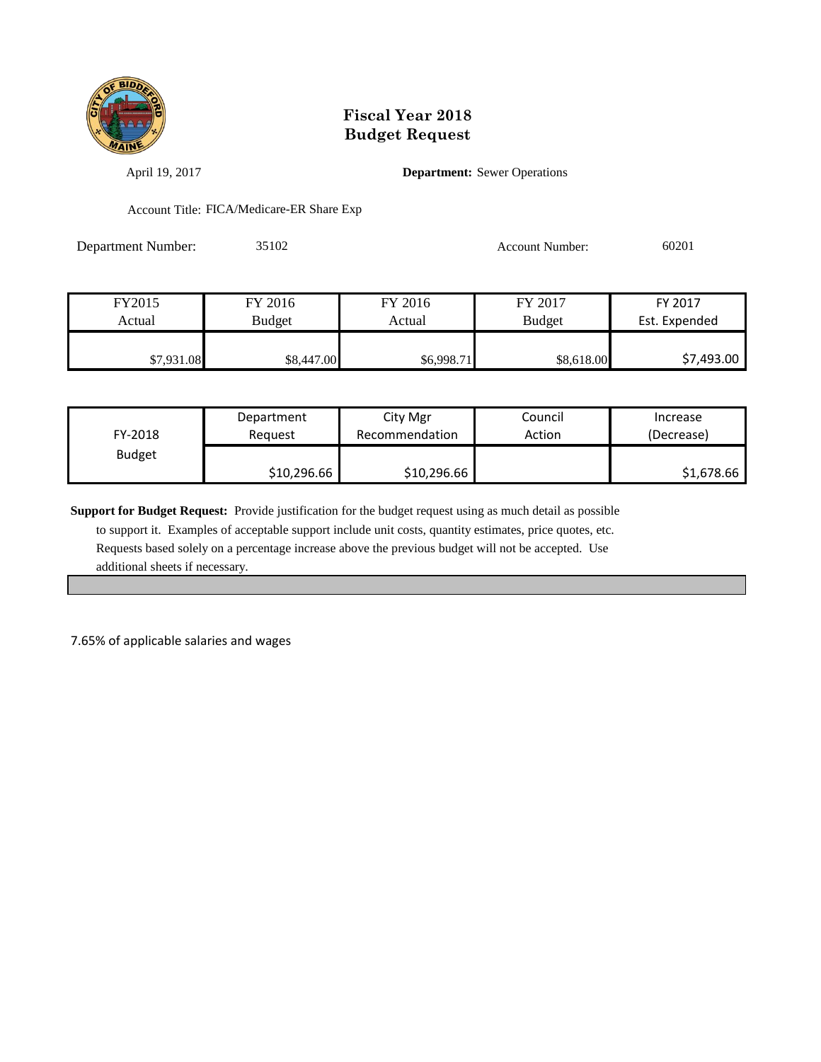# Fiscal Year 2018
# Budget Request

April 19, 2017

**Department:** Sewer Operations

Account Title: FICA/Medicare-ER Share Exp

Department Number: 35102

Account Number: 60201

| FY2015 Actual | FY 2016 Budget | FY 2016 Actual | FY 2017 Budget | FY 2017 Est. Expended |
|---|---|---|---|---|
| $7,931.08 | $8,447.00 | $6,998.71 | $8,618.00 | $7,493.00 |

| FY-2018 Budget | Department Request | City Mgr Recommendation | Council Action | Increase (Decrease) |
|---|---|---|---|---|
| | $10,296.66 | $10,296.66 | | $1,678.66 |

**Support for Budget Request:** Provide justification for the budget request using as much detail as possible to support it. Examples of acceptable support include unit costs, quantity estimates, price quotes, etc. Requests based solely on a percentage increase above the previous budget will not be accepted. Use additional sheets if necessary.

7.65% of applicable salaries and wages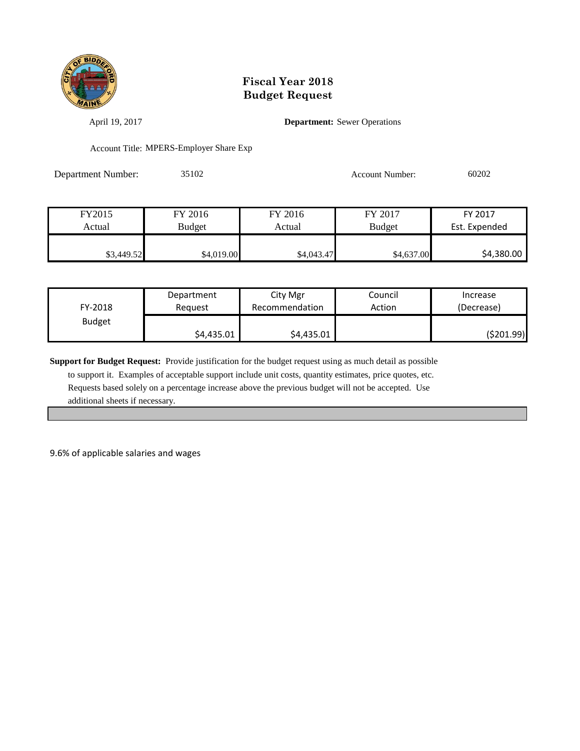# Fiscal Year 2018
# Budget Request

April 19, 2017

**Department:** Sewer Operations

Account Title: MPERS-Employer Share Exp

Department Number: 35102

Account Number: 60202

| FY2015 Actual | FY 2016 Budget | FY 2016 Actual | FY 2017 Budget | FY 2017 Est. Expended |
|---|---|---|---|---|
| $3,449.52 | $4,019.00 | $4,043.47 | $4,637.00 | $4,380.00 |

| FY-2018 Budget | Department Request | City Mgr Recommendation | Council Action | Increase (Decrease) |
|---|---|---|---|---|
| | $4,435.01 | $4,435.01 | | ($201.99) |

**Support for Budget Request:** Provide justification for the budget request using as much detail as possible to support it. Examples of acceptable support include unit costs, quantity estimates, price quotes, etc. Requests based solely on a percentage increase above the previous budget will not be accepted. Use additional sheets if necessary.

9.6% of applicable salaries and wages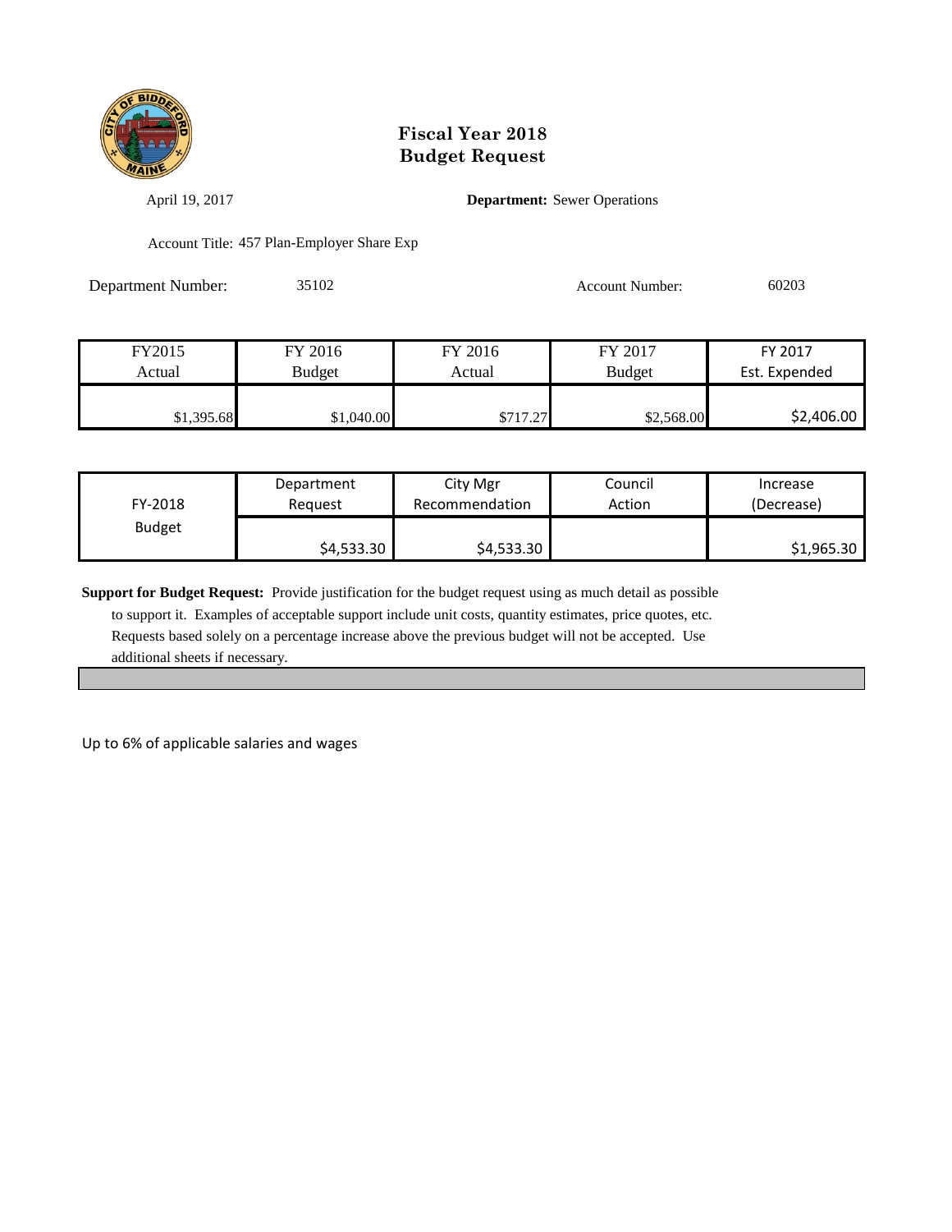# Fiscal Year 2018
# Budget Request

April 19, 2017

**Department:** Sewer Operations

Account Title: 457 Plan-Employer Share Exp

Department Number: 35102

Account Number: 60203

| FY2015 Actual | FY 2016 Budget | FY 2016 Actual | FY 2017 Budget | FY 2017 Est. Expended |
|---|---|---|---|---|
| $1,395.68 | $1,040.00 | $717.27 | $2,568.00 | $2,406.00 |

| FY-2018 Budget | Department Request | City Mgr Recommendation | Council Action | Increase (Decrease) |
|---|---|---|---|---|
| | $4,533.30 | $4,533.30 | | $1,965.30 |

**Support for Budget Request:** Provide justification for the budget request using as much detail as possible to support it. Examples of acceptable support include unit costs, quantity estimates, price quotes, etc. Requests based solely on a percentage increase above the previous budget will not be accepted. Use additional sheets if necessary.

Up to 6% of applicable salaries and wages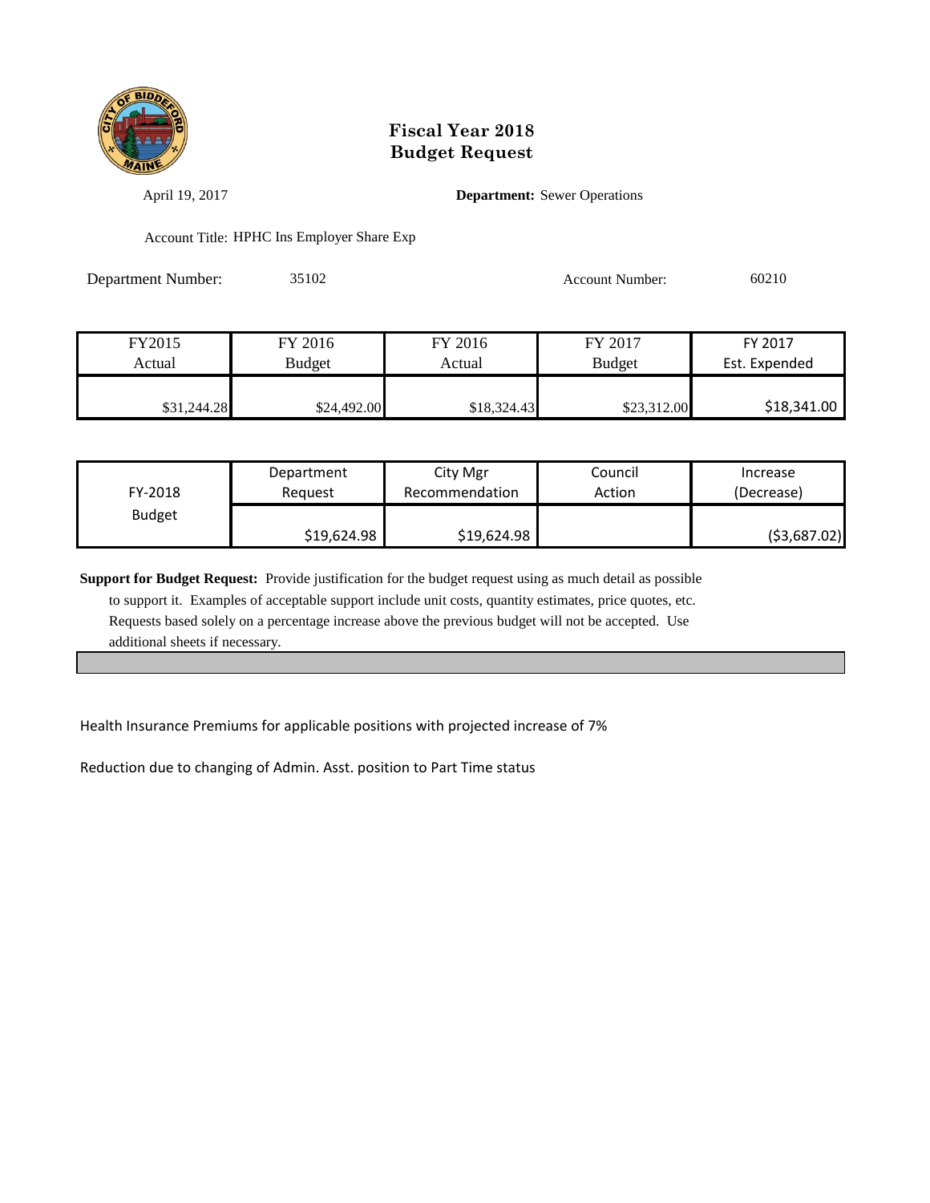# Fiscal Year 2018
# Budget Request

April 19, 2017

**Department:** Sewer Operations

Account Title: HPHC Ins Employer Share Exp

Department Number: 35102

Account Number: 60210

| FY2015 Actual | FY 2016 Budget | FY 2016 Actual | FY 2017 Budget | FY 2017 Est. Expended |
|---|---|---|---|---|
| $31,244.28 | $24,492.00 | $18,324.43 | $23,312.00 | $18,341.00 |

| FY-2018 Budget | Department Request | City Mgr Recommendation | Council Action | Increase (Decrease) |
|---|---|---|---|---|
| | $19,624.98 | $19,624.98 | | ($3,687.02) |

**Support for Budget Request:** Provide justification for the budget request using as much detail as possible to support it. Examples of acceptable support include unit costs, quantity estimates, price quotes, etc. Requests based solely on a percentage increase above the previous budget will not be accepted. Use additional sheets if necessary.

Health Insurance Premiums for applicable positions with projected increase of 7%

Reduction due to changing of Admin. Asst. position to Part Time status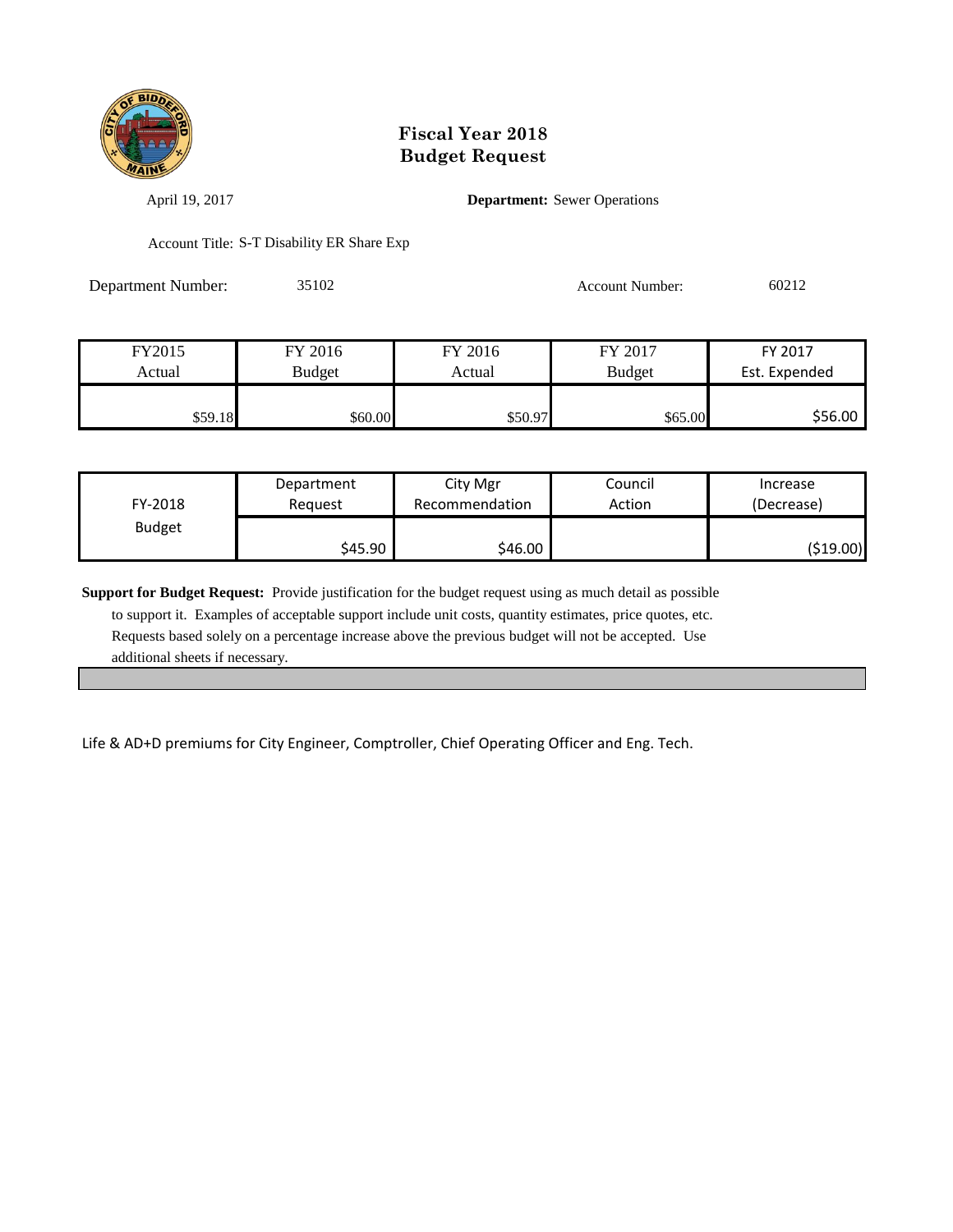# Fiscal Year 2018
# Budget Request

April 19, 2017

**Department:** Sewer Operations

Account Title: S-T Disability ER Share Exp

Department Number: 35102

Account Number: 60212

| FY2015 Actual | FY 2016 Budget | FY 2016 Actual | FY 2017 Budget | FY 2017 Est. Expended |
|---|---|---|---|---|
| $59.18 | $60.00 | $50.97 | $65.00 | $56.00 |

| FY-2018 Budget | Department Request | City Mgr Recommendation | Council Action | Increase (Decrease) |
|---|---|---|---|---|
| | $45.90 | $46.00 | | ($19.00) |

**Support for Budget Request:** Provide justification for the budget request using as much detail as possible to support it. Examples of acceptable support include unit costs, quantity estimates, price quotes, etc. Requests based solely on a percentage increase above the previous budget will not be accepted. Use additional sheets if necessary.

Life & AD+D premiums for City Engineer, Comptroller, Chief Operating Officer and Eng. Tech.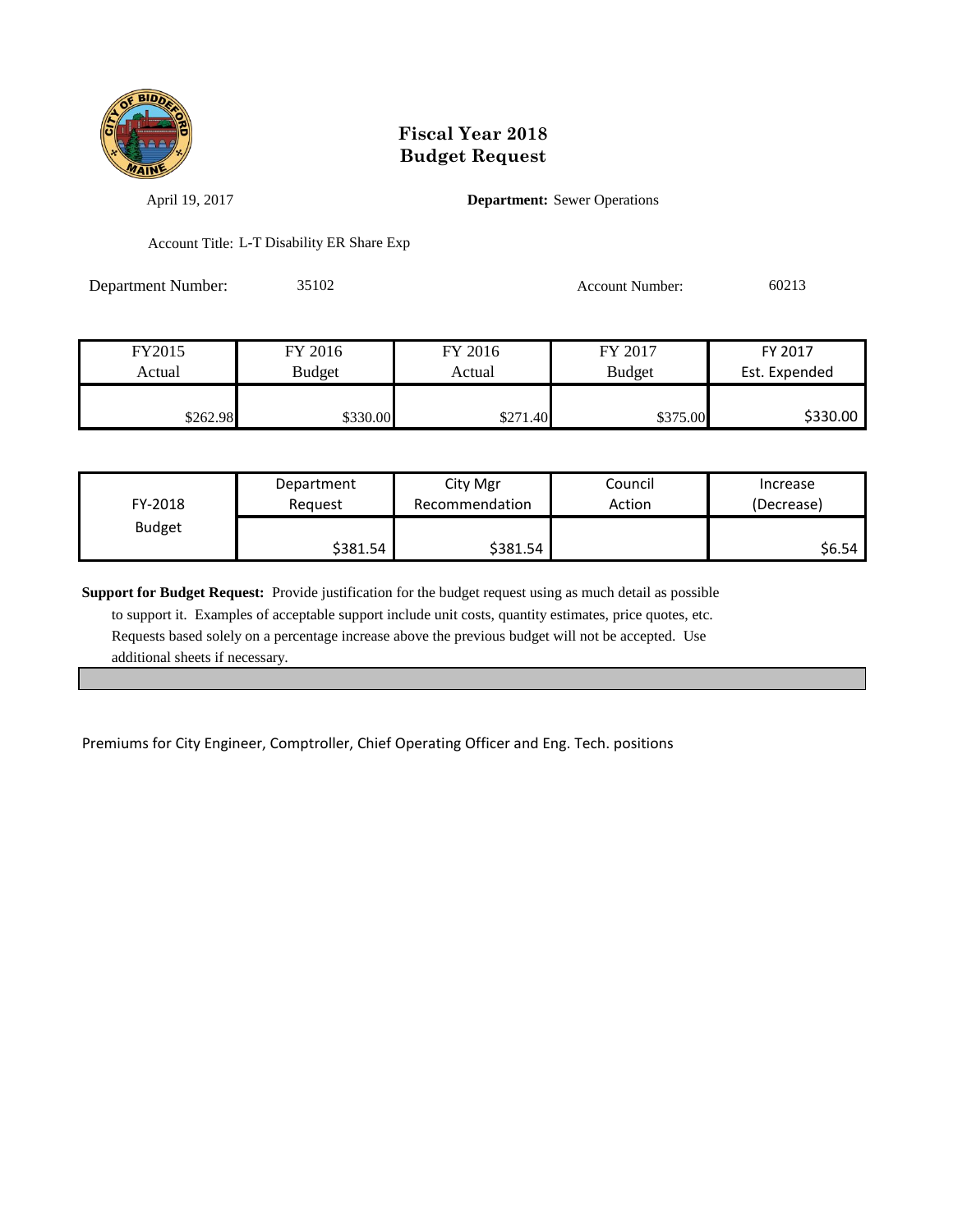# Fiscal Year 2018
# Budget Request

April 19, 2017

**Department:** Sewer Operations

Account Title: L-T Disability ER Share Exp

Department Number: 35102

Account Number: 60213

| FY2015 Actual | FY 2016 Budget | FY 2016 Actual | FY 2017 Budget | FY 2017 Est. Expended |
|---|---|---|---|---|
| $262.98 | $330.00 | $271.40 | $375.00 | $330.00 |

| FY-2018 Budget | Department Request | City Mgr Recommendation | Council Action | Increase (Decrease) |
|---|---|---|---|---|
| | $381.54 | $381.54 | | $6.54 |

**Support for Budget Request:** Provide justification for the budget request using as much detail as possible to support it. Examples of acceptable support include unit costs, quantity estimates, price quotes, etc. Requests based solely on a percentage increase above the previous budget will not be accepted. Use additional sheets if necessary.

Premiums for City Engineer, Comptroller, Chief Operating Officer and Eng. Tech. positions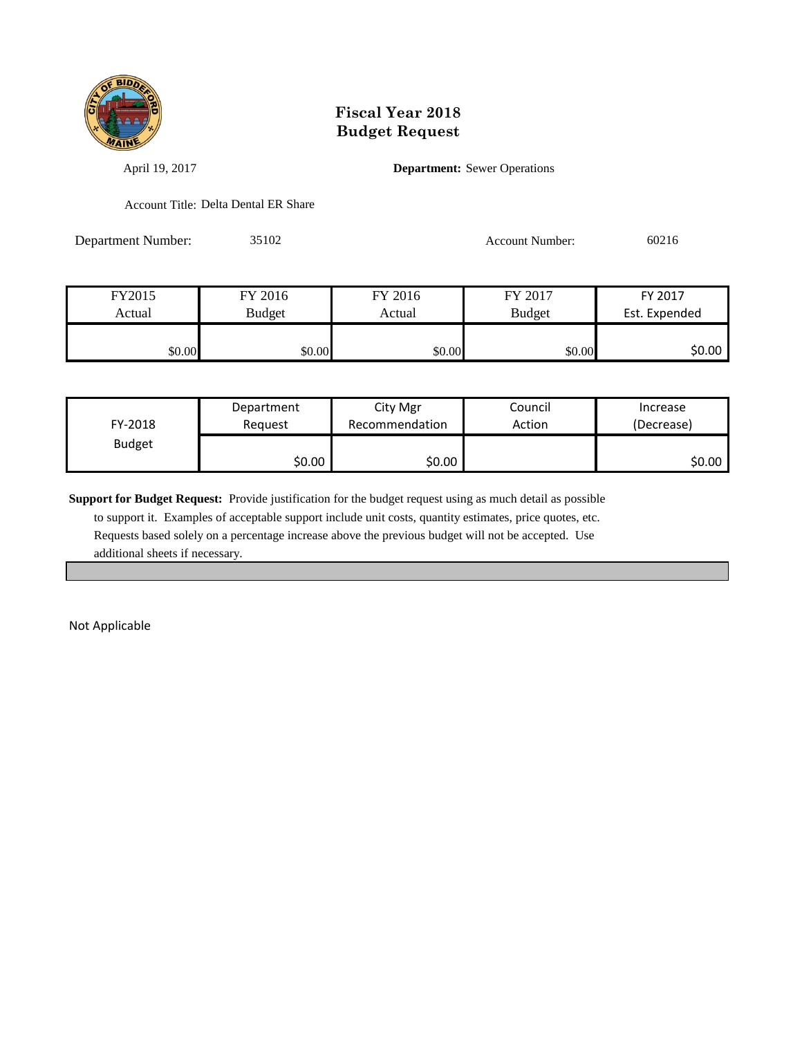# Fiscal Year 2018
# Budget Request

April 19, 2017

**Department:** Sewer Operations

Account Title: Delta Dental ER Share

Department Number: 35102

Account Number: 60216

| FY2015 Actual | FY 2016 Budget | FY 2016 Actual | FY 2017 Budget | FY 2017 Est. Expended |
|---|---|---|---|---|
| $0.00 | $0.00 | $0.00 | $0.00 | $0.00 |

| FY-2018 Budget | Department Request | City Mgr Recommendation | Council Action | Increase (Decrease) |
|---|---|---|---|---|
| | $0.00 | $0.00 | | $0.00 |

**Support for Budget Request:** Provide justification for the budget request using as much detail as possible to support it. Examples of acceptable support include unit costs, quantity estimates, price quotes, etc. Requests based solely on a percentage increase above the previous budget will not be accepted. Use additional sheets if necessary.

Not Applicable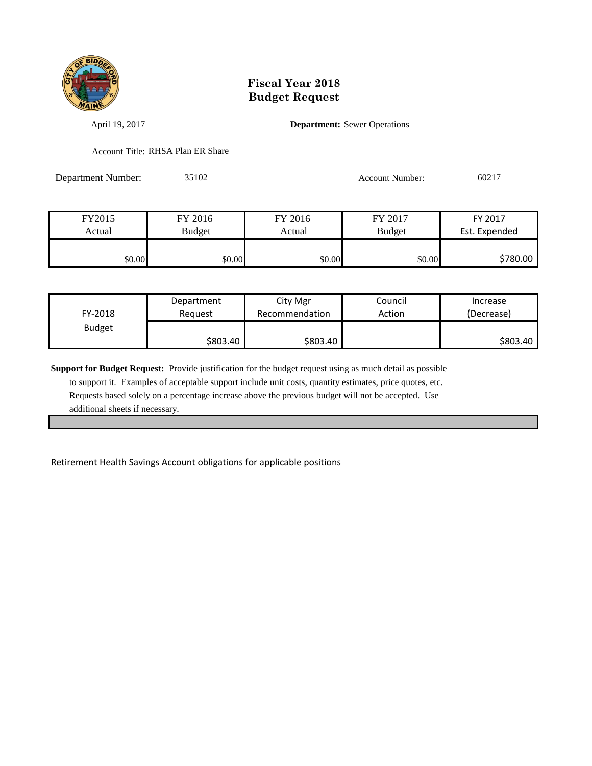# Fiscal Year 2018
# Budget Request

April 19, 2017

**Department:** Sewer Operations

Account Title: RHSA Plan ER Share

Department Number: 35102

Account Number: 60217

| FY2015 Actual | FY 2016 Budget | FY 2016 Actual | FY 2017 Budget | FY 2017 Est. Expended |
|---|---|---|---|---|
| $0.00 | $0.00 | $0.00 | $0.00 | $780.00 |

| FY-2018 Budget | Department Request | City Mgr Recommendation | Council Action | Increase (Decrease) |
|---|---|---|---|---|
| | $803.40 | $803.40 | | $803.40 |

**Support for Budget Request:** Provide justification for the budget request using as much detail as possible to support it. Examples of acceptable support include unit costs, quantity estimates, price quotes, etc. Requests based solely on a percentage increase above the previous budget will not be accepted. Use additional sheets if necessary.

Retirement Health Savings Account obligations for applicable positions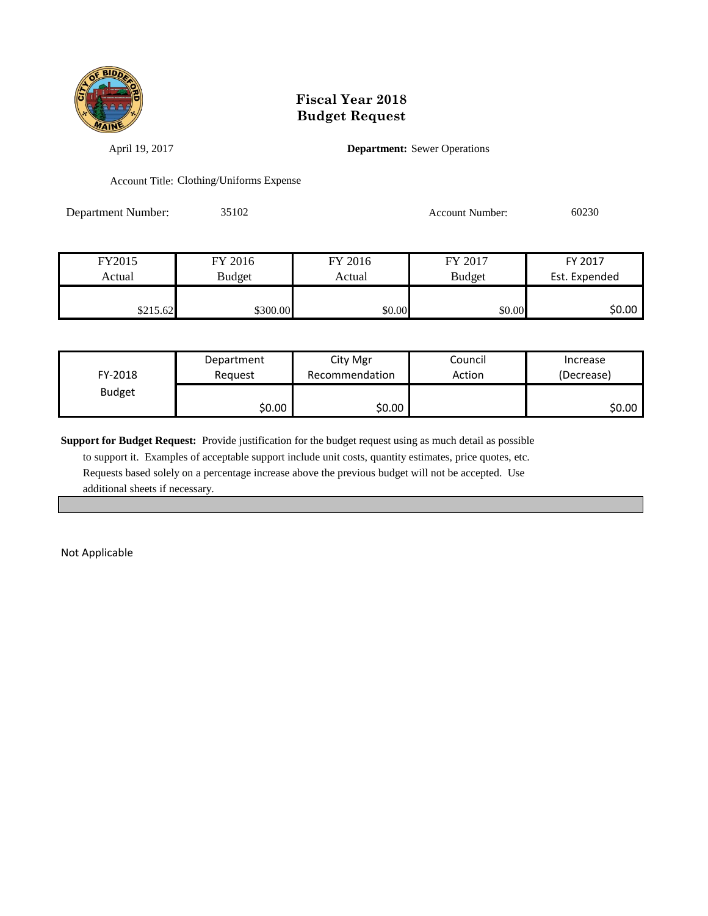# Fiscal Year 2018
# Budget Request

April 19, 2017

**Department:** Sewer Operations

Account Title: Clothing/Uniforms Expense

Department Number: 35102

Account Number: 60230

| FY2015 Actual | FY 2016 Budget | FY 2016 Actual | FY 2017 Budget | FY 2017 Est. Expended |
|---|---|---|---|---|
| $215.62 | $300.00 | $0.00 | $0.00 | $0.00 |

| FY-2018 Budget | Department Request | City Mgr Recommendation | Council Action | Increase (Decrease) |
|---|---|---|---|---|
| | $0.00 | $0.00 | | $0.00 |

**Support for Budget Request:** Provide justification for the budget request using as much detail as possible to support it. Examples of acceptable support include unit costs, quantity estimates, price quotes, etc. Requests based solely on a percentage increase above the previous budget will not be accepted. Use additional sheets if necessary.

Not Applicable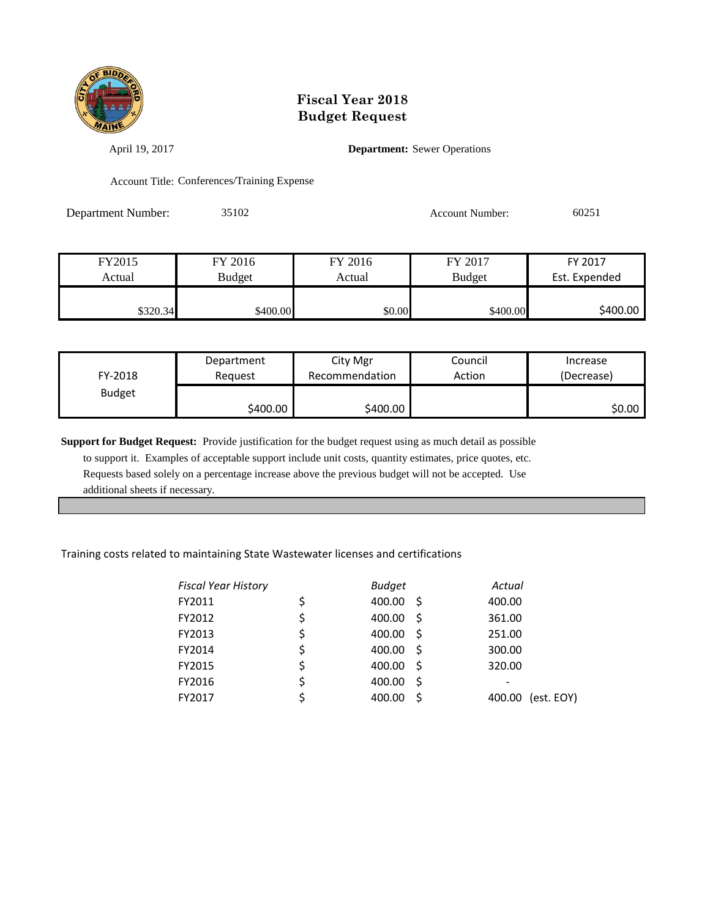# Fiscal Year 2018
# Budget Request

April 19, 2017

**Department:** Sewer Operations

Account Title: Conferences/Training Expense

Department Number: 35102

Account Number: 60251

| FY2015 Actual | FY 2016 Budget | FY 2016 Actual | FY 2017 Budget | FY 2017 Est. Expended |
|---|---|---|---|---|
| $320.34 | $400.00 | $0.00 | $400.00 | $400.00 |

| FY-2018 Budget | Department Request | City Mgr Recommendation | Council Action | Increase (Decrease) |
|---|---|---|---|---|
| | $400.00 | $400.00 | | $0.00 |

**Support for Budget Request:** Provide justification for the budget request using as much detail as possible to support it. Examples of acceptable support include unit costs, quantity estimates, price quotes, etc. Requests based solely on a percentage increase above the previous budget will not be accepted. Use additional sheets if necessary.

Training costs related to maintaining State Wastewater licenses and certifications

| *Fiscal Year History* | *Budget* | *Actual* |
|---|---|---|
| FY2011 | $ 400.00 | $ 400.00 |
| FY2012 | $ 400.00 | $ 361.00 |
| FY2013 | $ 400.00 | $ 251.00 |
| FY2014 | $ 400.00 | $ 300.00 |
| FY2015 | $ 400.00 | $ 320.00 |
| FY2016 | $ 400.00 | $ - |
| FY2017 | $ 400.00 | $ 400.00 (est. EOY) |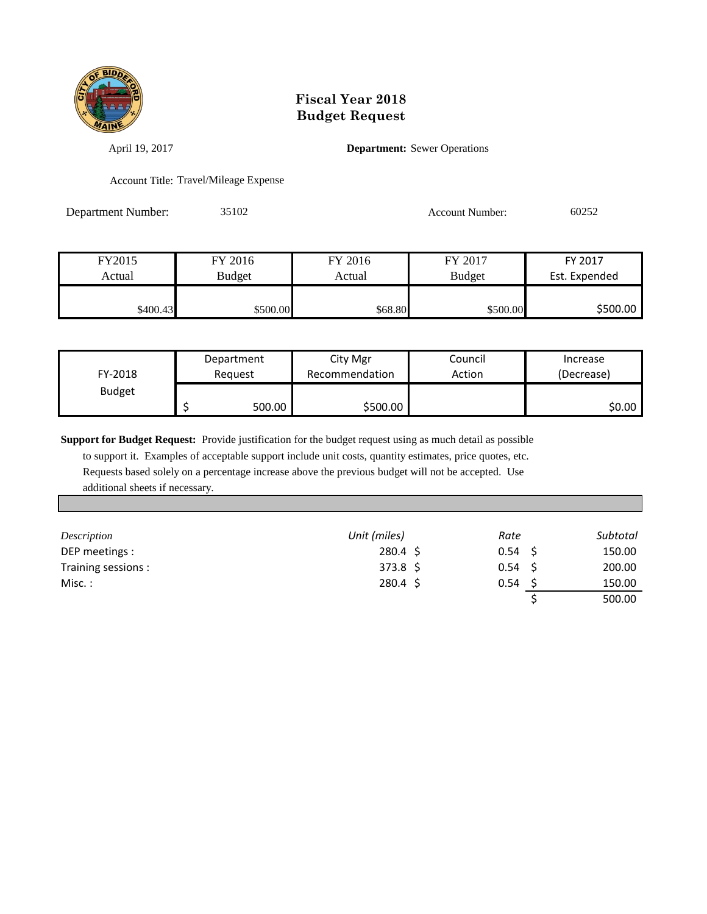# Fiscal Year 2018
# Budget Request

April 19, 2017

**Department:** Sewer Operations

Account Title: Travel/Mileage Expense

Department Number: 35102

Account Number: 60252

| FY2015 Actual | FY 2016 Budget | FY 2016 Actual | FY 2017 Budget | FY 2017 Est. Expended |
|---|---|---|---|---|
| $400.43 | $500.00 | $68.80 | $500.00 | $500.00 |

| FY-2018 Budget | Department Request | City Mgr Recommendation | Council Action | Increase (Decrease) |
|---|---|---|---|---|
| | $ 500.00 | $500.00 | | $0.00 |

**Support for Budget Request:** Provide justification for the budget request using as much detail as possible to support it. Examples of acceptable support include unit costs, quantity estimates, price quotes, etc. Requests based solely on a percentage increase above the previous budget will not be accepted. Use additional sheets if necessary.

| *Description* | *Unit (miles)* | *Rate* | *Subtotal* |
|---|---|---|---|
| DEP meetings : | 280.4 | $ 0.54 | $ 150.00 |
| Training sessions : | 373.8 | $ 0.54 | $ 200.00 |
| Misc. : | 280.4 | $ 0.54 | $ 150.00 |
| | | | $ 500.00 |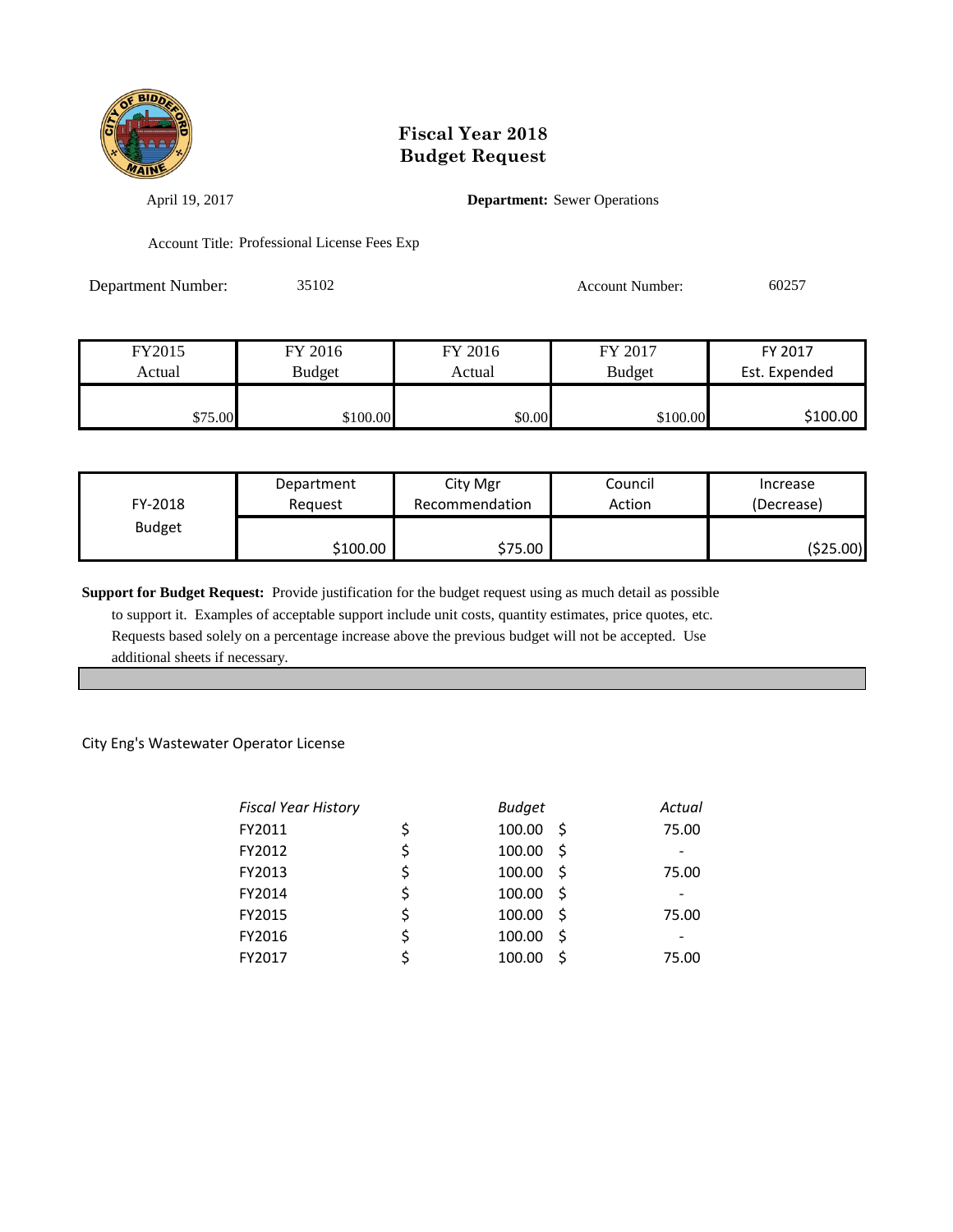# Fiscal Year 2018
# Budget Request

April 19, 2017

**Department:** Sewer Operations

Account Title: Professional License Fees Exp

Department Number: 35102

Account Number: 60257

| FY2015 Actual | FY 2016 Budget | FY 2016 Actual | FY 2017 Budget | FY 2017 Est. Expended |
|---|---|---|---|---|
| $75.00 | $100.00 | $0.00 | $100.00 | $100.00 |

| FY-2018 Budget | Department Request | City Mgr Recommendation | Council Action | Increase (Decrease) |
|---|---|---|---|---|
| | $100.00 | $75.00 | | ($25.00) |

**Support for Budget Request:** Provide justification for the budget request using as much detail as possible to support it. Examples of acceptable support include unit costs, quantity estimates, price quotes, etc. Requests based solely on a percentage increase above the previous budget will not be accepted. Use additional sheets if necessary.

City Eng's Wastewater Operator License

| *Fiscal Year History* | *Budget* | *Actual* |
|---|---|---|
| FY2011 | $ 100.00 | $ 75.00 |
| FY2012 | $ 100.00 | $ - |
| FY2013 | $ 100.00 | $ 75.00 |
| FY2014 | $ 100.00 | $ - |
| FY2015 | $ 100.00 | $ 75.00 |
| FY2016 | $ 100.00 | $ - |
| FY2017 | $ 100.00 | $ 75.00 |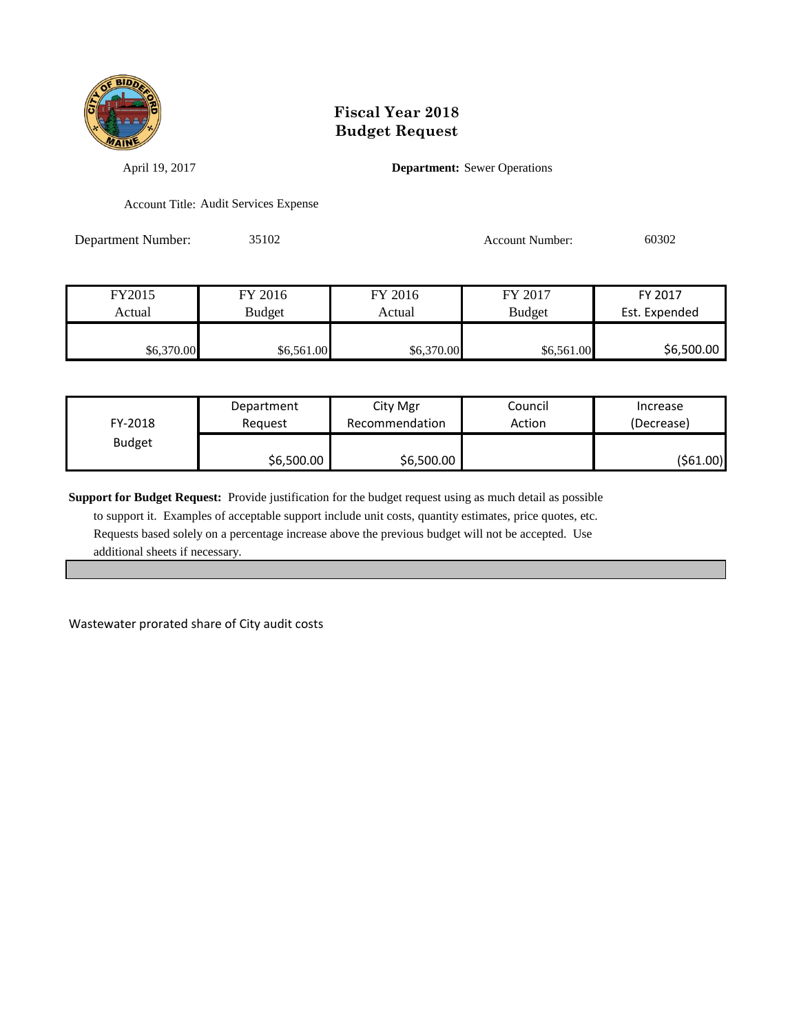# Fiscal Year 2018
# Budget Request

April 19, 2017

**Department:** Sewer Operations

Account Title: Audit Services Expense

Department Number: 35102

Account Number: 60302

| FY2015 Actual | FY 2016 Budget | FY 2016 Actual | FY 2017 Budget | FY 2017 Est. Expended |
|---|---|---|---|---|
| $6,370.00 | $6,561.00 | $6,370.00 | $6,561.00 | $6,500.00 |

| FY-2018 Budget | Department Request | City Mgr Recommendation | Council Action | Increase (Decrease) |
|---|---|---|---|---|
| | $6,500.00 | $6,500.00 | | ($61.00) |

**Support for Budget Request:** Provide justification for the budget request using as much detail as possible to support it. Examples of acceptable support include unit costs, quantity estimates, price quotes, etc. Requests based solely on a percentage increase above the previous budget will not be accepted. Use additional sheets if necessary.

Wastewater prorated share of City audit costs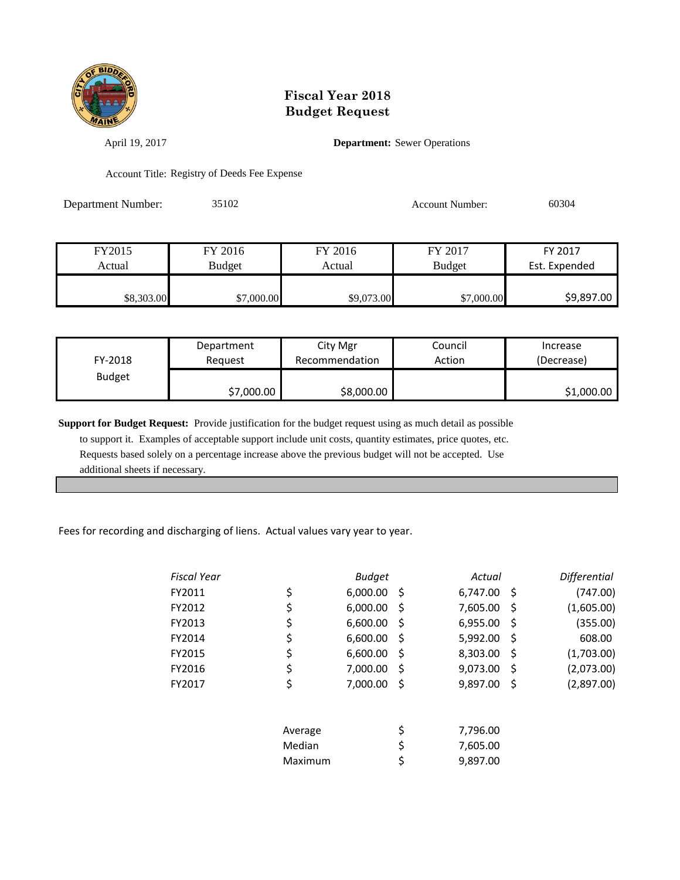# Fiscal Year 2018
# Budget Request

April 19, 2017

**Department:** Sewer Operations

Account Title: Registry of Deeds Fee Expense

Department Number: 35102

Account Number: 60304

| FY2015 Actual | FY 2016 Budget | FY 2016 Actual | FY 2017 Budget | FY 2017 Est. Expended |
|---|---|---|---|---|
| $8,303.00 | $7,000.00 | $9,073.00 | $7,000.00 | $9,897.00 |

| FY-2018 Budget | Department Request | City Mgr Recommendation | Council Action | Increase (Decrease) |
|---|---|---|---|---|
| | $7,000.00 | $8,000.00 | | $1,000.00 |

**Support for Budget Request:** Provide justification for the budget request using as much detail as possible to support it. Examples of acceptable support include unit costs, quantity estimates, price quotes, etc. Requests based solely on a percentage increase above the previous budget will not be accepted. Use additional sheets if necessary.

Fees for recording and discharging of liens. Actual values vary year to year.

| *Fiscal Year* | *Budget* | *Actual* | *Differential* |
|---|---|---|---|
| FY2011 | $ 6,000.00 | $ 6,747.00 | $ (747.00) |
| FY2012 | $ 6,000.00 | $ 7,605.00 | $ (1,605.00) |
| FY2013 | $ 6,600.00 | $ 6,955.00 | $ (355.00) |
| FY2014 | $ 6,600.00 | $ 5,992.00 | $ 608.00 |
| FY2015 | $ 6,600.00 | $ 8,303.00 | $ (1,703.00) |
| FY2016 | $ 7,000.00 | $ 9,073.00 | $ (2,073.00) |
| FY2017 | $ 7,000.00 | $ 9,897.00 | $ (2,897.00) |

| | |
|---|---|
| Average | $ 7,796.00 |
| Median | $ 7,605.00 |
| Maximum | $ 9,897.00 |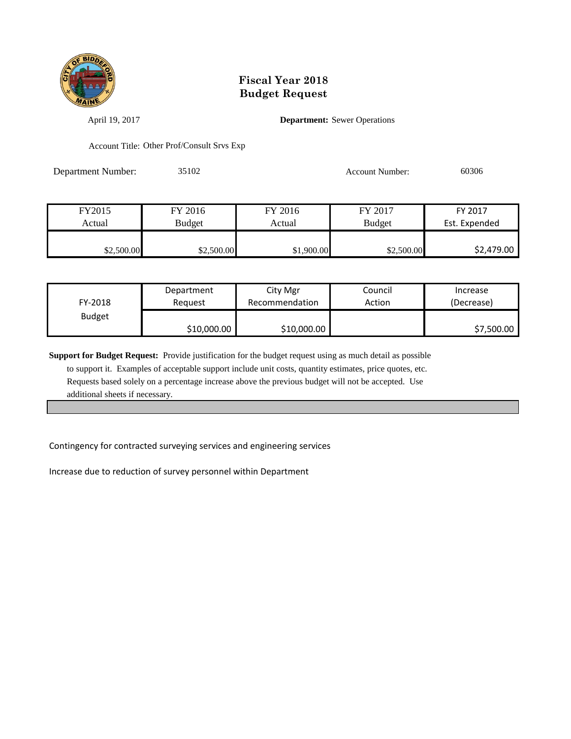# Fiscal Year 2018
# Budget Request

April 19, 2017 **Department:** Sewer Operations

Account Title: Other Prof/Consult Srvs Exp

Department Number: 35102 Account Number: 60306

| FY2015 Actual | FY 2016 Budget | FY 2016 Actual | FY 2017 Budget | FY 2017 Est. Expended |
|---|---|---|---|---|
| $2,500.00 | $2,500.00 | $1,900.00 | $2,500.00 | $2,479.00 |

| FY-2018 Budget | Department Request | City Mgr Recommendation | Council Action | Increase (Decrease) |
|---|---|---|---|---|
| | $10,000.00 | $10,000.00 | | $7,500.00 |

**Support for Budget Request:** Provide justification for the budget request using as much detail as possible to support it. Examples of acceptable support include unit costs, quantity estimates, price quotes, etc. Requests based solely on a percentage increase above the previous budget will not be accepted. Use additional sheets if necessary.

Contingency for contracted surveying services and engineering services

Increase due to reduction of survey personnel within Department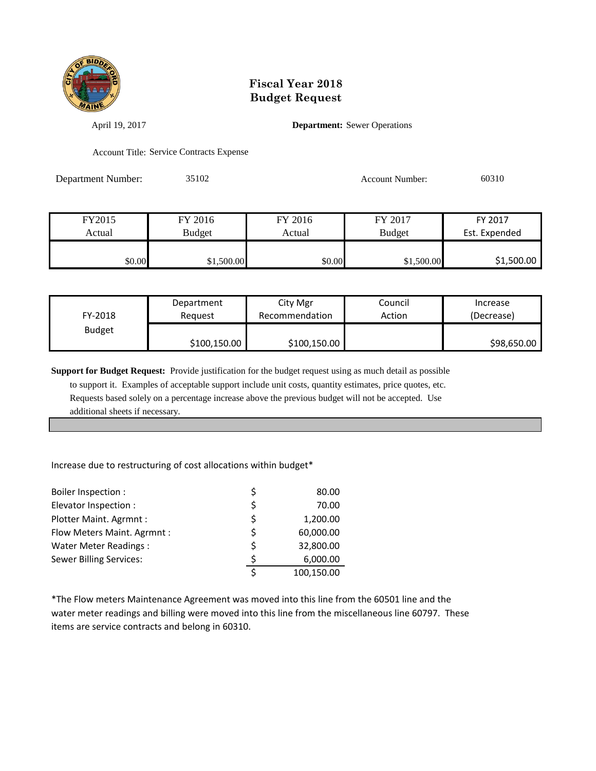# Fiscal Year 2018
# Budget Request

April 19, 2017

**Department:** Sewer Operations

Account Title: Service Contracts Expense

Department Number: 35102

Account Number: 60310

| FY2015 Actual | FY 2016 Budget | FY 2016 Actual | FY 2017 Budget | FY 2017 Est. Expended |
|---|---|---|---|---|
| $0.00 | $1,500.00 | $0.00 | $1,500.00 | $1,500.00 |

| FY-2018 Budget | Department Request | City Mgr Recommendation | Council Action | Increase (Decrease) |
|---|---|---|---|---|
| | $100,150.00 | $100,150.00 | | $98,650.00 |

**Support for Budget Request:** Provide justification for the budget request using as much detail as possible to support it. Examples of acceptable support include unit costs, quantity estimates, price quotes, etc. Requests based solely on a percentage increase above the previous budget will not be accepted. Use additional sheets if necessary.

Increase due to restructuring of cost allocations within budget*

| | | |
|---|---|---|
| Boiler Inspection : | $ | 80.00 |
| Elevator Inspection : | $ | 70.00 |
| Plotter Maint. Agrmnt : | $ | 1,200.00 |
| Flow Meters Maint. Agrmnt : | $ | 60,000.00 |
| Water Meter Readings : | $ | 32,800.00 |
| Sewer Billing Services: | $ | 6,000.00 |
| | $ | 100,150.00 |

*The Flow meters Maintenance Agreement was moved into this line from the 60501 line and the water meter readings and billing were moved into this line from the miscellaneous line 60797. These items are service contracts and belong in 60310.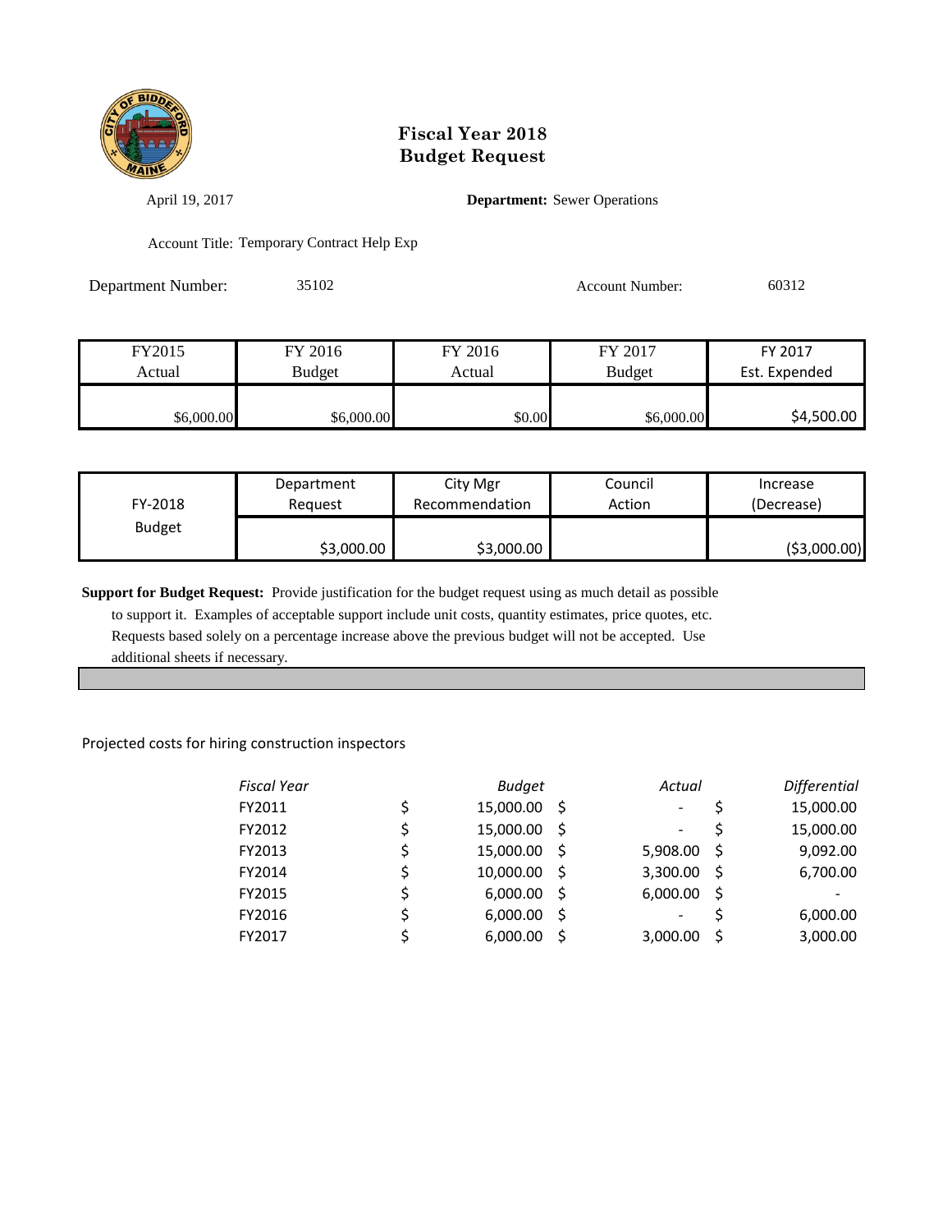# Fiscal Year 2018
# Budget Request

April 19, 2017 **Department:** Sewer Operations

Account Title: Temporary Contract Help Exp

Department Number: 35102 Account Number: 60312

| FY2015 Actual | FY 2016 Budget | FY 2016 Actual | FY 2017 Budget | FY 2017 Est. Expended |
|---|---|---|---|---|
| $6,000.00 | $6,000.00 | $0.00 | $6,000.00 | $4,500.00 |

| FY-2018 Budget | Department Request | City Mgr Recommendation | Council Action | Increase (Decrease) |
|---|---|---|---|---|
| | $3,000.00 | $3,000.00 | | ($3,000.00) |

**Support for Budget Request:** Provide justification for the budget request using as much detail as possible to support it. Examples of acceptable support include unit costs, quantity estimates, price quotes, etc. Requests based solely on a percentage increase above the previous budget will not be accepted. Use additional sheets if necessary.

Projected costs for hiring construction inspectors

| *Fiscal Year* | *Budget* | *Actual* | *Differential* |
|---|---|---|---|
| FY2011 | $ 15,000.00 | $ - | $ 15,000.00 |
| FY2012 | $ 15,000.00 | $ - | $ 15,000.00 |
| FY2013 | $ 15,000.00 | $ 5,908.00 | $ 9,092.00 |
| FY2014 | $ 10,000.00 | $ 3,300.00 | $ 6,700.00 |
| FY2015 | $ 6,000.00 | $ 6,000.00 | $ - |
| FY2016 | $ 6,000.00 | $ - | $ 6,000.00 |
| FY2017 | $ 6,000.00 | $ 3,000.00 | $ 3,000.00 |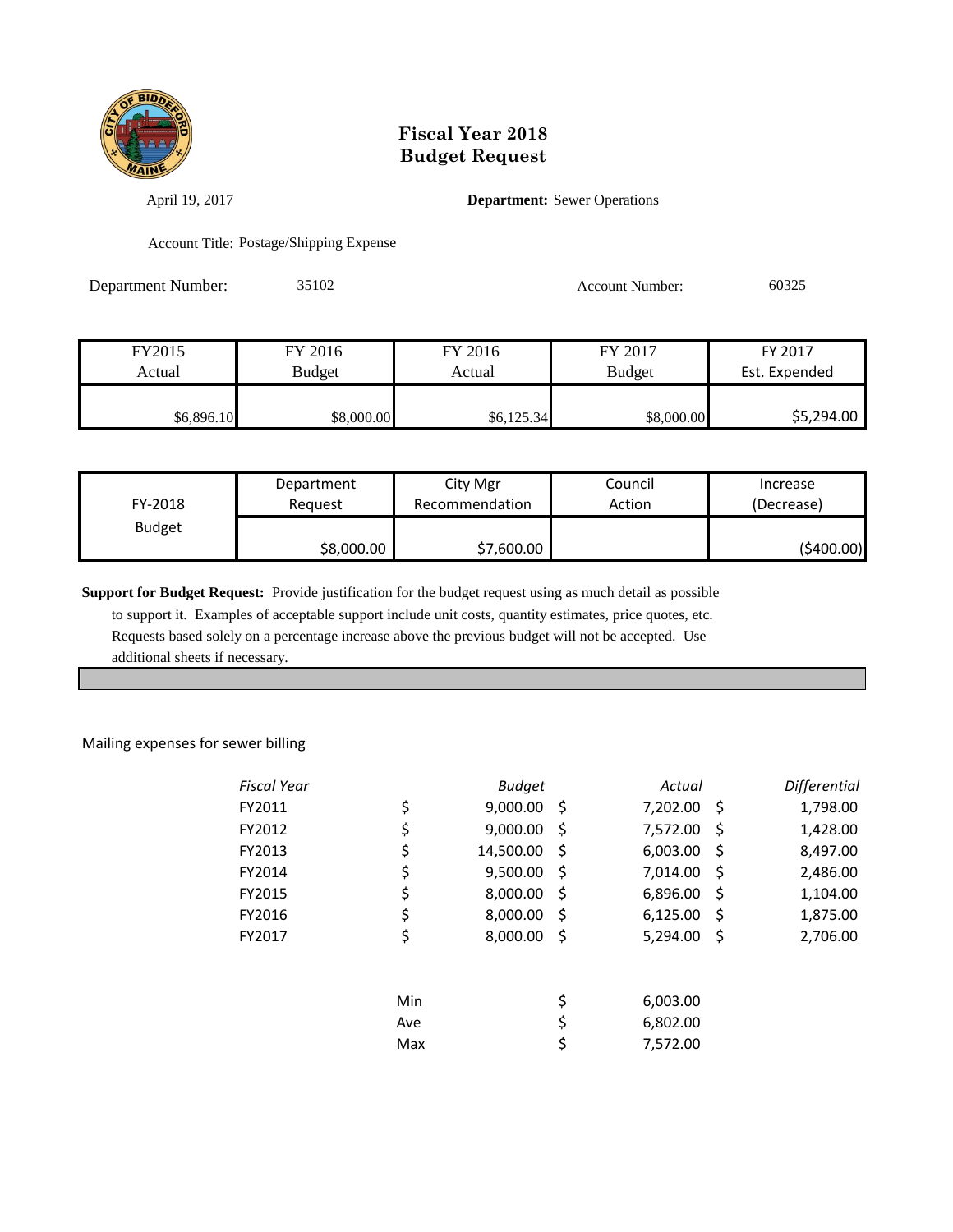# Fiscal Year 2018
# Budget Request

April 19, 2017

**Department:** Sewer Operations

Account Title: Postage/Shipping Expense

Department Number: 35102

Account Number: 60325

| FY2015 Actual | FY 2016 Budget | FY 2016 Actual | FY 2017 Budget | FY 2017 Est. Expended |
|---|---|---|---|---|
| $6,896.10 | $8,000.00 | $6,125.34 | $8,000.00 | $5,294.00 |

| FY-2018 Budget | Department Request | City Mgr Recommendation | Council Action | Increase (Decrease) |
|---|---|---|---|---|
| | $8,000.00 | $7,600.00 | | ($400.00) |

**Support for Budget Request:** Provide justification for the budget request using as much detail as possible to support it. Examples of acceptable support include unit costs, quantity estimates, price quotes, etc. Requests based solely on a percentage increase above the previous budget will not be accepted. Use additional sheets if necessary.

Mailing expenses for sewer billing

| *Fiscal Year* | *Budget* | *Actual* | *Differential* |
|---|---|---|---|
| FY2011 | $ 9,000.00 | $ 7,202.00 | $ 1,798.00 |
| FY2012 | $ 9,000.00 | $ 7,572.00 | $ 1,428.00 |
| FY2013 | $ 14,500.00 | $ 6,003.00 | $ 8,497.00 |
| FY2014 | $ 9,500.00 | $ 7,014.00 | $ 2,486.00 |
| FY2015 | $ 8,000.00 | $ 6,896.00 | $ 1,104.00 |
| FY2016 | $ 8,000.00 | $ 6,125.00 | $ 1,875.00 |
| FY2017 | $ 8,000.00 | $ 5,294.00 | $ 2,706.00 |
| | | | |
| | Min | $ 6,003.00 | |
| | Ave | $ 6,802.00 | |
| | Max | $ 7,572.00 | |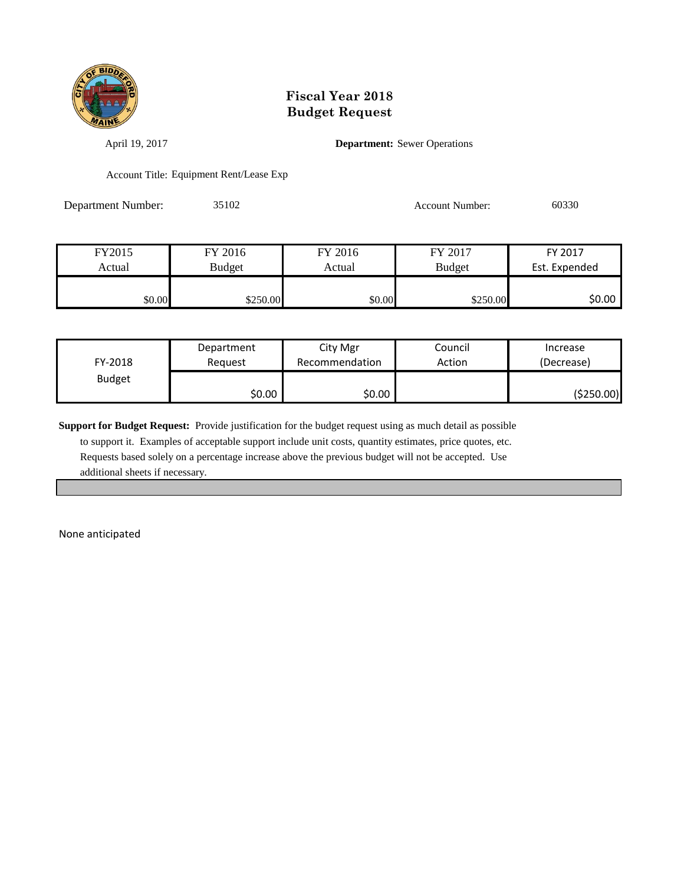# Fiscal Year 2018
# Budget Request

April 19, 2017

**Department:** Sewer Operations

Account Title: Equipment Rent/Lease Exp

Department Number: 35102

Account Number: 60330

| FY2015 Actual | FY 2016 Budget | FY 2016 Actual | FY 2017 Budget | FY 2017 Est. Expended |
|---|---|---|---|---|
| $0.00 | $250.00 | $0.00 | $250.00 | $0.00 |

| FY-2018 Budget | Department Request | City Mgr Recommendation | Council Action | Increase (Decrease) |
|---|---|---|---|---|
| | $0.00 | $0.00 | | ($250.00) |

**Support for Budget Request:** Provide justification for the budget request using as much detail as possible to support it. Examples of acceptable support include unit costs, quantity estimates, price quotes, etc. Requests based solely on a percentage increase above the previous budget will not be accepted. Use additional sheets if necessary.

None anticipated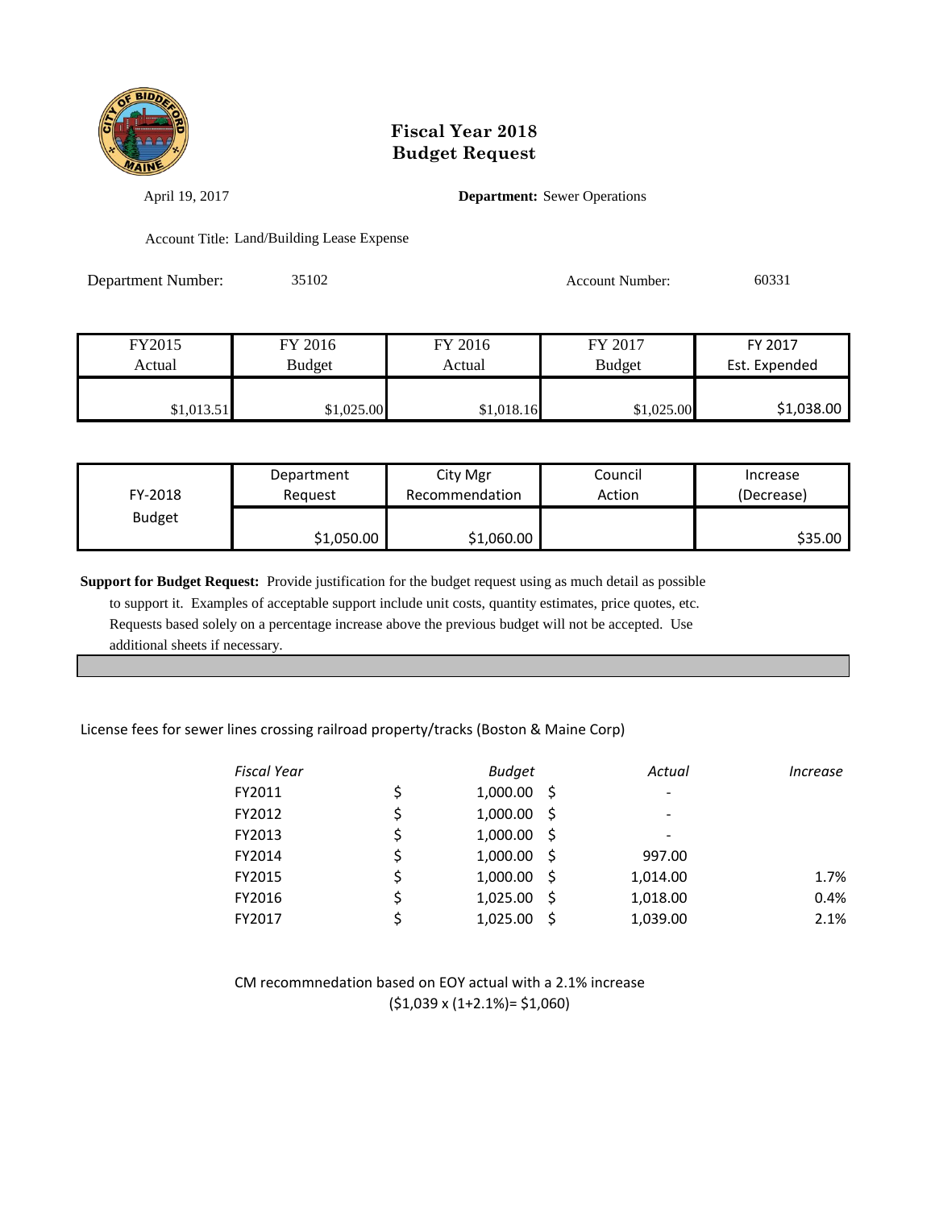# Fiscal Year 2018
# Budget Request

April 19, 2017

**Department:** Sewer Operations

Account Title: Land/Building Lease Expense

Department Number: 35102

Account Number: 60331

| FY2015 Actual | FY 2016 Budget | FY 2016 Actual | FY 2017 Budget | FY 2017 Est. Expended |
|---|---|---|---|---|
| $1,013.51 | $1,025.00 | $1,018.16 | $1,025.00 | $1,038.00 |

| FY-2018 Budget | Department Request | City Mgr Recommendation | Council Action | Increase (Decrease) |
|---|---|---|---|---|
| | $1,050.00 | $1,060.00 | | $35.00 |

**Support for Budget Request:** Provide justification for the budget request using as much detail as possible to support it. Examples of acceptable support include unit costs, quantity estimates, price quotes, etc. Requests based solely on a percentage increase above the previous budget will not be accepted. Use additional sheets if necessary.

License fees for sewer lines crossing railroad property/tracks (Boston & Maine Corp)

| *Fiscal Year* | *Budget* | *Actual* | *Increase* |
|---|---|---|---|
| FY2011 | $ 1,000.00 | $ - | |
| FY2012 | $ 1,000.00 | $ - | |
| FY2013 | $ 1,000.00 | $ - | |
| FY2014 | $ 1,000.00 | $ 997.00 | |
| FY2015 | $ 1,000.00 | $ 1,014.00 | 1.7% |
| FY2016 | $ 1,025.00 | $ 1,018.00 | 0.4% |
| FY2017 | $ 1,025.00 | $ 1,039.00 | 2.1% |

CM recommnedation based on EOY actual with a 2.1% increase
($1,039 x (1+2.1%)= $1,060)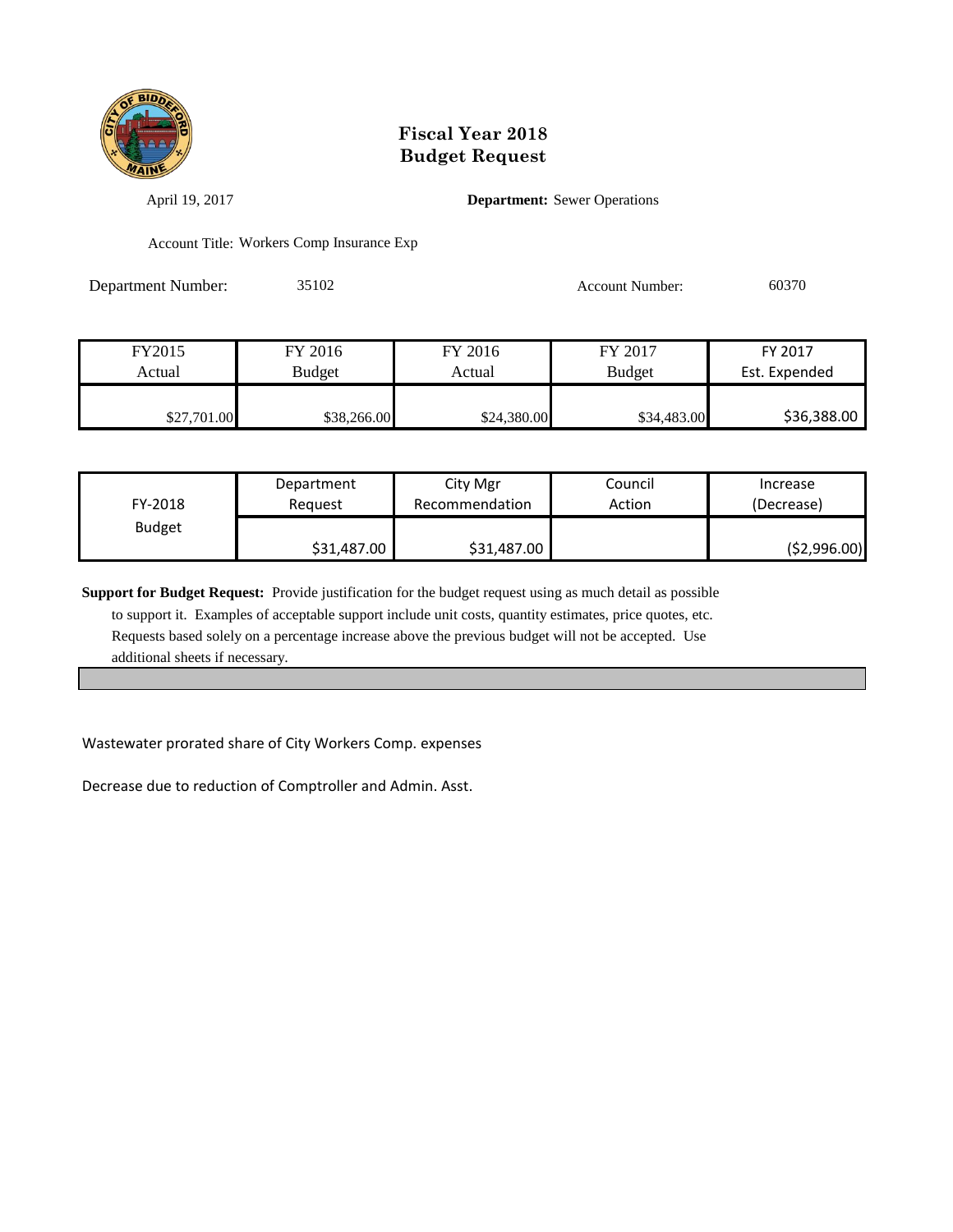# Fiscal Year 2018
# Budget Request

April 19, 2017

**Department:** Sewer Operations

Account Title: Workers Comp Insurance Exp

Department Number: 35102

Account Number: 60370

| FY2015 Actual | FY 2016 Budget | FY 2016 Actual | FY 2017 Budget | FY 2017 Est. Expended |
|---|---|---|---|---|
| $27,701.00 | $38,266.00 | $24,380.00 | $34,483.00 | $36,388.00 |

| FY-2018 Budget | Department Request | City Mgr Recommendation | Council Action | Increase (Decrease) |
|---|---|---|---|---|
| | $31,487.00 | $31,487.00 | | ($2,996.00) |

**Support for Budget Request:** Provide justification for the budget request using as much detail as possible to support it. Examples of acceptable support include unit costs, quantity estimates, price quotes, etc. Requests based solely on a percentage increase above the previous budget will not be accepted. Use additional sheets if necessary.

Wastewater prorated share of City Workers Comp. expenses

Decrease due to reduction of Comptroller and Admin. Asst.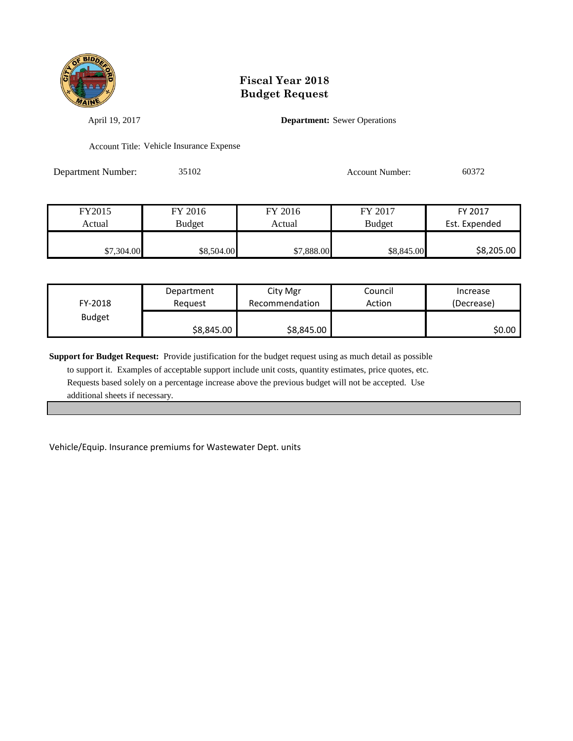# Fiscal Year 2018
# Budget Request

April 19, 2017

**Department:** Sewer Operations

Account Title: Vehicle Insurance Expense

Department Number: 35102

Account Number: 60372

| FY2015 Actual | FY 2016 Budget | FY 2016 Actual | FY 2017 Budget | FY 2017 Est. Expended |
|---|---|---|---|---|
| $7,304.00 | $8,504.00 | $7,888.00 | $8,845.00 | $8,205.00 |

| FY-2018 Budget | Department Request | City Mgr Recommendation | Council Action | Increase (Decrease) |
|---|---|---|---|---|
| | $8,845.00 | $8,845.00 | | $0.00 |

**Support for Budget Request:** Provide justification for the budget request using as much detail as possible to support it. Examples of acceptable support include unit costs, quantity estimates, price quotes, etc. Requests based solely on a percentage increase above the previous budget will not be accepted. Use additional sheets if necessary.

Vehicle/Equip. Insurance premiums for Wastewater Dept. units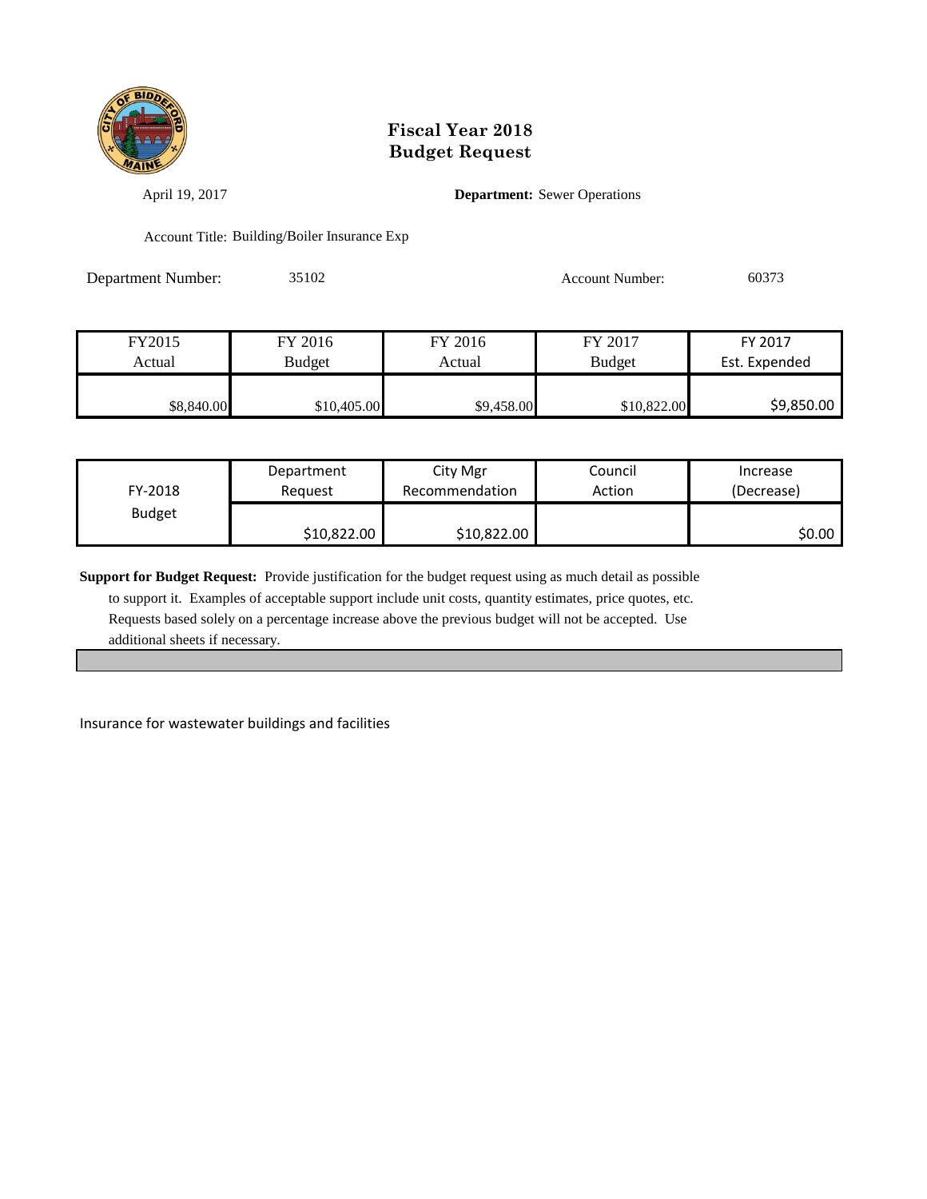# Fiscal Year 2018
# Budget Request

April 19, 2017

**Department:** Sewer Operations

Account Title: Building/Boiler Insurance Exp

Department Number: 35102

Account Number: 60373

| FY2015 Actual | FY 2016 Budget | FY 2016 Actual | FY 2017 Budget | FY 2017 Est. Expended |
|---|---|---|---|---|
| $8,840.00 | $10,405.00 | $9,458.00 | $10,822.00 | $9,850.00 |

| FY-2018 Budget | Department Request | City Mgr Recommendation | Council Action | Increase (Decrease) |
|---|---|---|---|---|
| | $10,822.00 | $10,822.00 | | $0.00 |

**Support for Budget Request:** Provide justification for the budget request using as much detail as possible to support it. Examples of acceptable support include unit costs, quantity estimates, price quotes, etc. Requests based solely on a percentage increase above the previous budget will not be accepted. Use additional sheets if necessary.

Insurance for wastewater buildings and facilities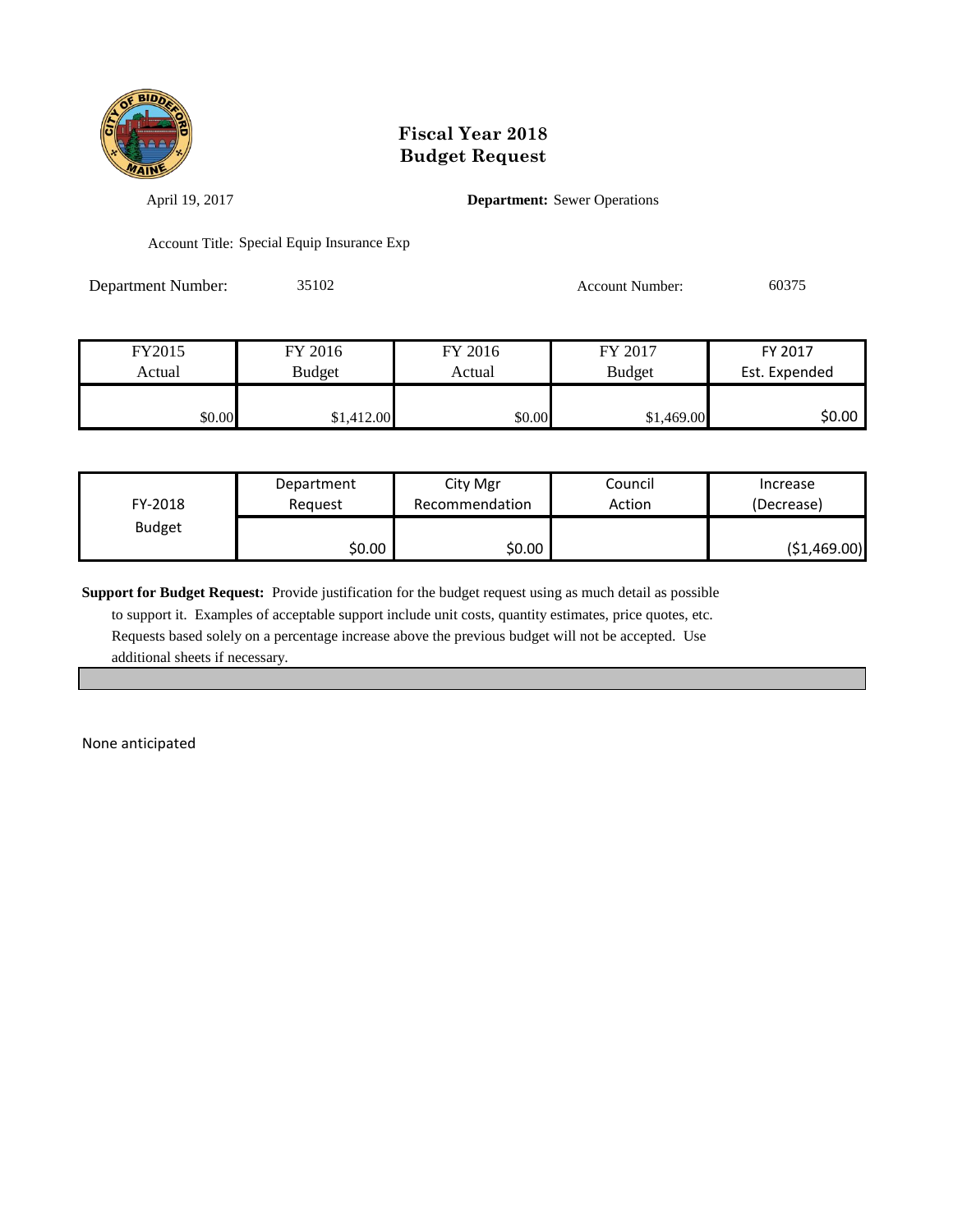# Fiscal Year 2018
# Budget Request

April 19, 2017

**Department:** Sewer Operations

Account Title: Special Equip Insurance Exp

Department Number: 35102

Account Number: 60375

| FY2015 Actual | FY 2016 Budget | FY 2016 Actual | FY 2017 Budget | FY 2017 Est. Expended |
|---|---|---|---|---|
| $0.00 | $1,412.00 | $0.00 | $1,469.00 | $0.00 |

| FY-2018 Budget | Department Request | City Mgr Recommendation | Council Action | Increase (Decrease) |
|---|---|---|---|---|
| | $0.00 | $0.00 | | ($1,469.00) |

**Support for Budget Request:** Provide justification for the budget request using as much detail as possible to support it. Examples of acceptable support include unit costs, quantity estimates, price quotes, etc. Requests based solely on a percentage increase above the previous budget will not be accepted. Use additional sheets if necessary.

None anticipated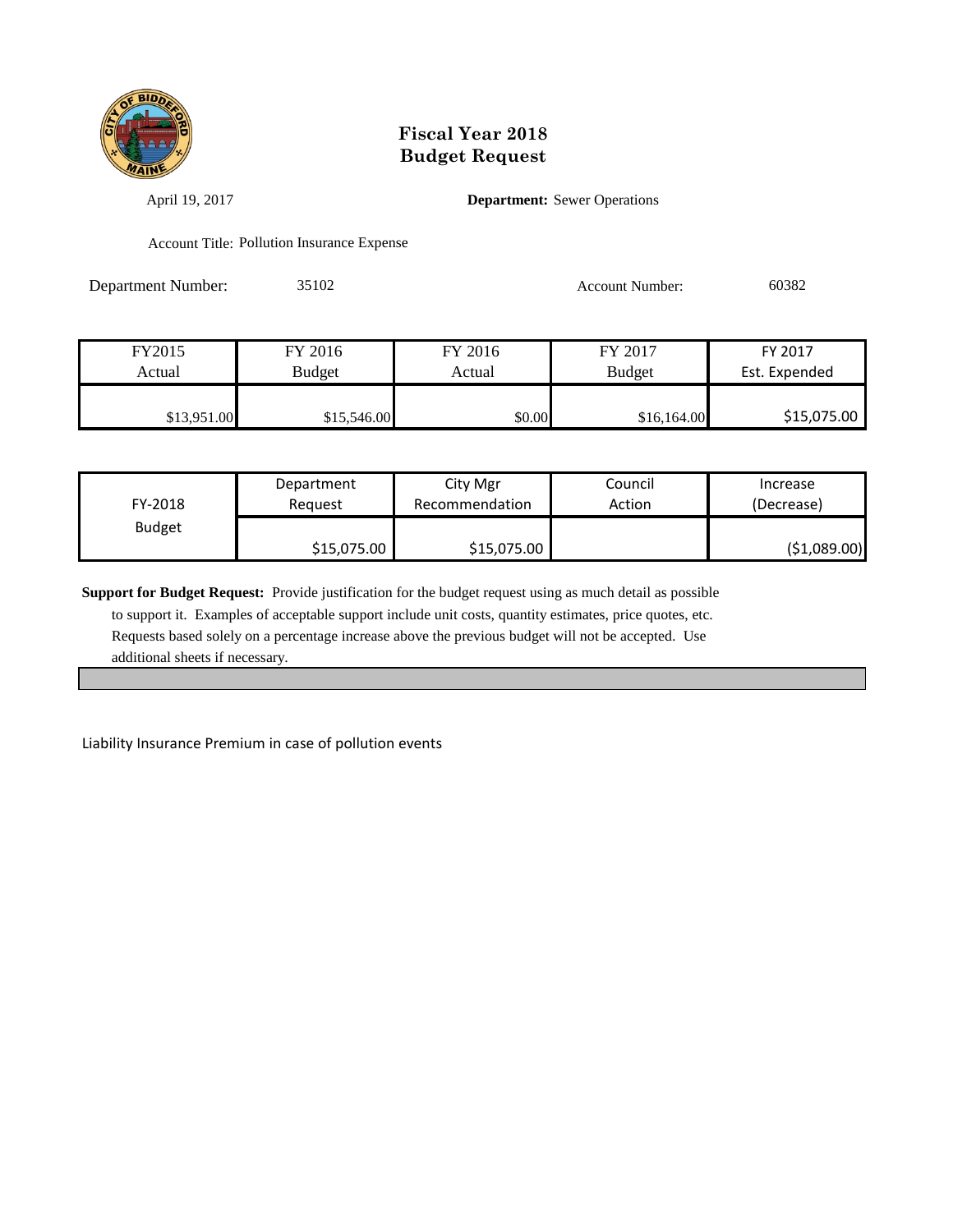# Fiscal Year 2018
# Budget Request

April 19, 2017

**Department:** Sewer Operations

Account Title: Pollution Insurance Expense

Department Number: 35102

Account Number: 60382

| FY2015 Actual | FY 2016 Budget | FY 2016 Actual | FY 2017 Budget | FY 2017 Est. Expended |
|---|---|---|---|---|
| $13,951.00 | $15,546.00 | $0.00 | $16,164.00 | $15,075.00 |

| FY-2018 Budget | Department Request | City Mgr Recommendation | Council Action | Increase (Decrease) |
|---|---|---|---|---|
| | $15,075.00 | $15,075.00 | | ($1,089.00) |

**Support for Budget Request:** Provide justification for the budget request using as much detail as possible to support it. Examples of acceptable support include unit costs, quantity estimates, price quotes, etc. Requests based solely on a percentage increase above the previous budget will not be accepted. Use additional sheets if necessary.

Liability Insurance Premium in case of pollution events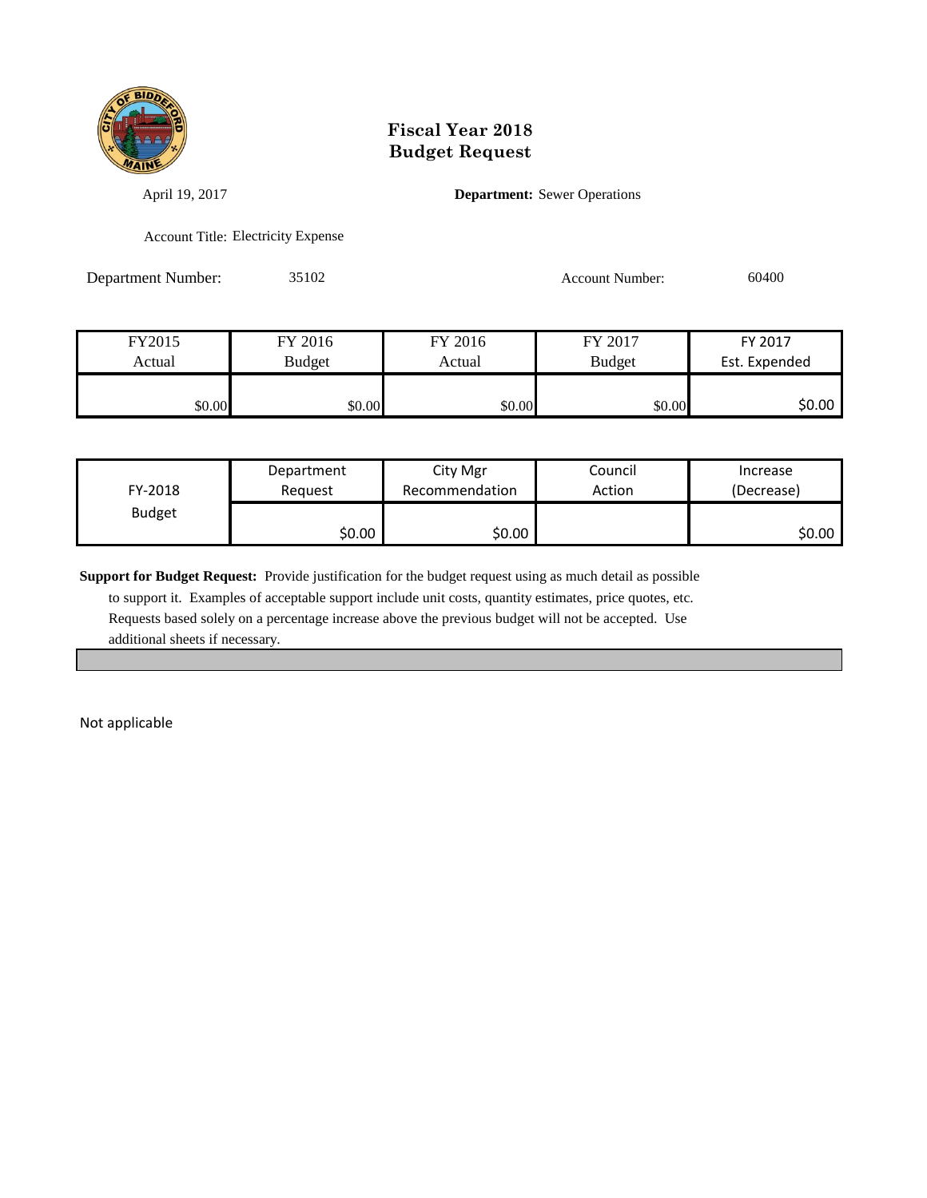# Fiscal Year 2018
# Budget Request

April 19, 2017

**Department:** Sewer Operations

Account Title: Electricity Expense

Department Number: 35102

Account Number: 60400

| FY2015 Actual | FY 2016 Budget | FY 2016 Actual | FY 2017 Budget | FY 2017 Est. Expended |
|---|---|---|---|---|
| $0.00 | $0.00 | $0.00 | $0.00 | $0.00 |

| FY-2018 Budget | Department Request | City Mgr Recommendation | Council Action | Increase (Decrease) |
|---|---|---|---|---|
| | $0.00 | $0.00 | | $0.00 |

**Support for Budget Request:** Provide justification for the budget request using as much detail as possible to support it. Examples of acceptable support include unit costs, quantity estimates, price quotes, etc. Requests based solely on a percentage increase above the previous budget will not be accepted. Use additional sheets if necessary.

Not applicable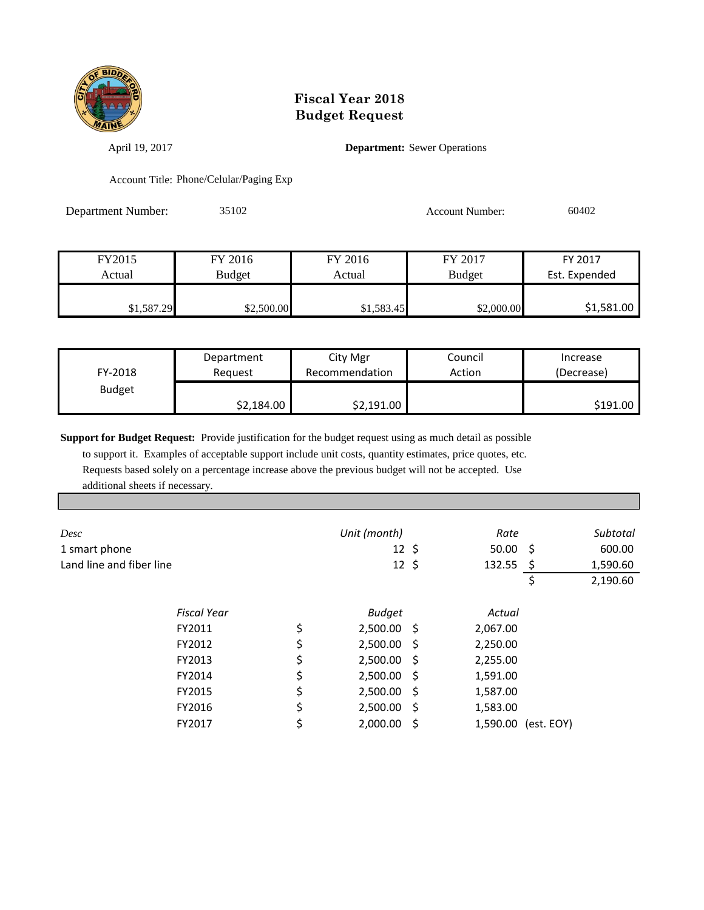# Fiscal Year 2018
# Budget Request

April 19, 2017

**Department:** Sewer Operations

Account Title: Phone/Celular/Paging Exp

Department Number: 35102

Account Number: 60402

| FY2015 Actual | FY 2016 Budget | FY 2016 Actual | FY 2017 Budget | FY 2017 Est. Expended |
|---|---|---|---|---|
| $1,587.29 | $2,500.00 | $1,583.45 | $2,000.00 | $1,581.00 |

| FY-2018 Budget | Department Request | City Mgr Recommendation | Council Action | Increase (Decrease) |
|---|---|---|---|---|
| | $2,184.00 | $2,191.00 | | $191.00 |

**Support for Budget Request:** Provide justification for the budget request using as much detail as possible to support it. Examples of acceptable support include unit costs, quantity estimates, price quotes, etc. Requests based solely on a percentage increase above the previous budget will not be accepted. Use additional sheets if necessary.

| *Desc* | *Unit (month)* | *Rate* | *Subtotal* |
|---|---|---|---|
| 1 smart phone | 12 | $ 50.00 | $ 600.00 |
| Land line and fiber line | 12 | $ 132.55 | $ 1,590.60 |
| | | | $ 2,190.60 |

| *Fiscal Year* | *Budget* | *Actual* | |
|---|---|---|---|
| FY2011 | $ 2,500.00 | $ 2,067.00 | |
| FY2012 | $ 2,500.00 | $ 2,250.00 | |
| FY2013 | $ 2,500.00 | $ 2,255.00 | |
| FY2014 | $ 2,500.00 | $ 1,591.00 | |
| FY2015 | $ 2,500.00 | $ 1,587.00 | |
| FY2016 | $ 2,500.00 | $ 1,583.00 | |
| FY2017 | $ 2,000.00 | $ 1,590.00 | (est. EOY) |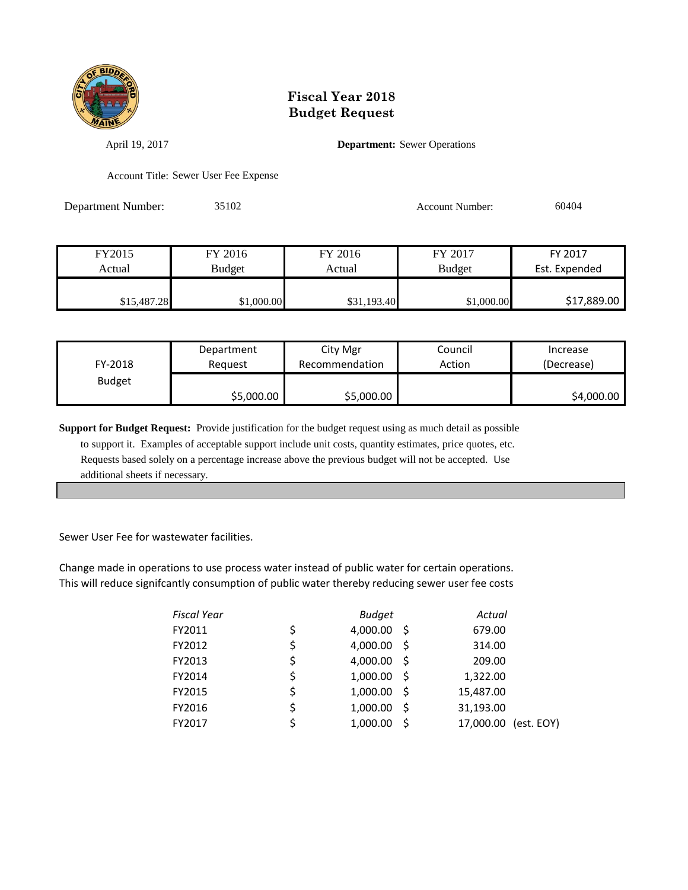# Fiscal Year 2018
# Budget Request

April 19, 2017

**Department:** Sewer Operations

Account Title: Sewer User Fee Expense

Department Number: 35102

Account Number: 60404

| FY2015 Actual | FY 2016 Budget | FY 2016 Actual | FY 2017 Budget | FY 2017 Est. Expended |
|---|---|---|---|---|
| $15,487.28 | $1,000.00 | $31,193.40 | $1,000.00 | $17,889.00 |

| FY-2018 Budget | Department Request | City Mgr Recommendation | Council Action | Increase (Decrease) |
|---|---|---|---|---|
| | $5,000.00 | $5,000.00 | | $4,000.00 |

**Support for Budget Request:** Provide justification for the budget request using as much detail as possible to support it. Examples of acceptable support include unit costs, quantity estimates, price quotes, etc. Requests based solely on a percentage increase above the previous budget will not be accepted. Use additional sheets if necessary.

Sewer User Fee for wastewater facilities.

Change made in operations to use process water instead of public water for certain operations. This will reduce signifcantly consumption of public water thereby reducing sewer user fee costs

| *Fiscal Year* | *Budget* | *Actual* |
|---|---|---|
| FY2011 | $ 4,000.00 | $ 679.00 |
| FY2012 | $ 4,000.00 | $ 314.00 |
| FY2013 | $ 4,000.00 | $ 209.00 |
| FY2014 | $ 1,000.00 | $ 1,322.00 |
| FY2015 | $ 1,000.00 | $ 15,487.00 |
| FY2016 | $ 1,000.00 | $ 31,193.00 |
| FY2017 | $ 1,000.00 | $ 17,000.00 (est. EOY) |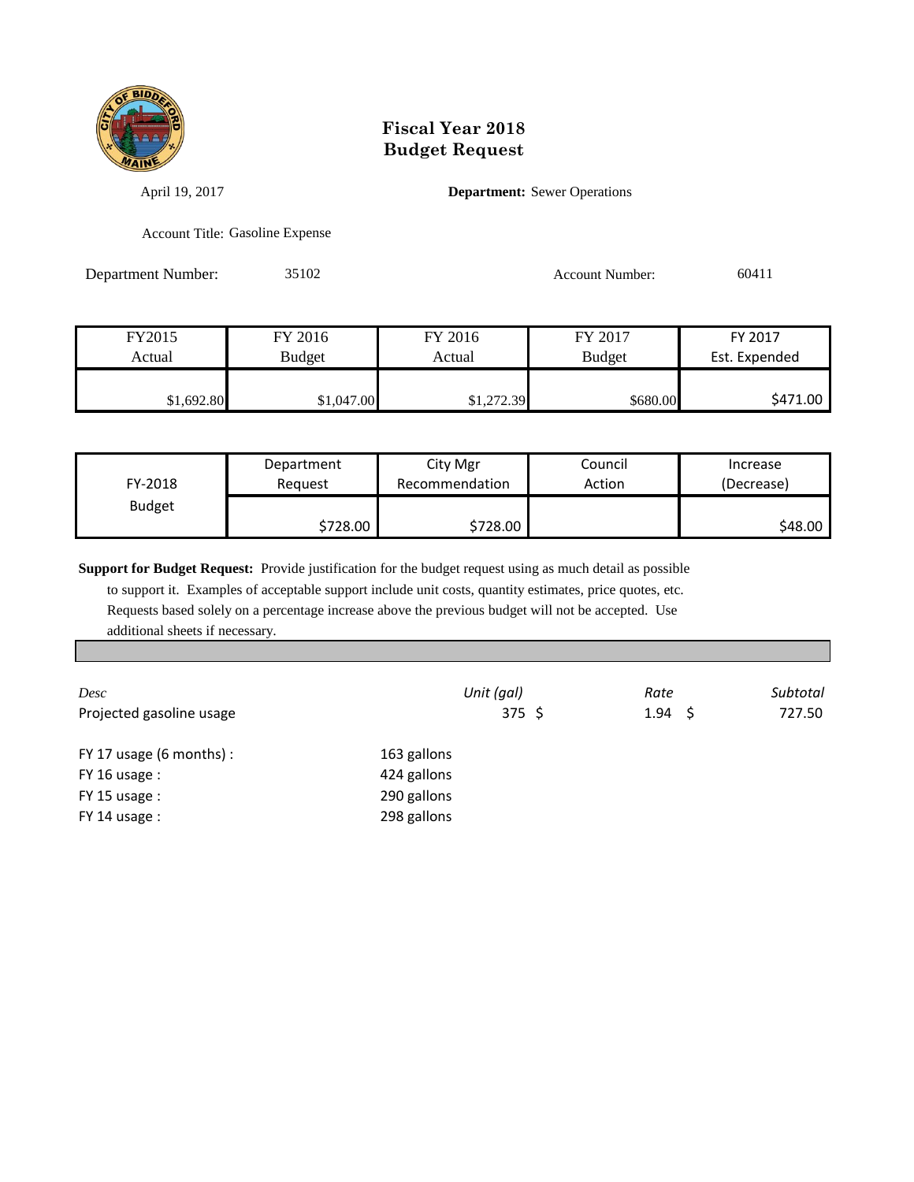# Fiscal Year 2018
# Budget Request

April 19, 2017

**Department:** Sewer Operations

Account Title: Gasoline Expense

Department Number: 35102

Account Number: 60411

| FY2015 Actual | FY 2016 Budget | FY 2016 Actual | FY 2017 Budget | FY 2017 Est. Expended |
|---|---|---|---|---|
| $1,692.80 | $1,047.00 | $1,272.39 | $680.00 | $471.00 |

| FY-2018 Budget | Department Request | City Mgr Recommendation | Council Action | Increase (Decrease) |
|---|---|---|---|---|
| | $728.00 | $728.00 | | $48.00 |

**Support for Budget Request:** Provide justification for the budget request using as much detail as possible to support it. Examples of acceptable support include unit costs, quantity estimates, price quotes, etc. Requests based solely on a percentage increase above the previous budget will not be accepted. Use additional sheets if necessary.

| *Desc* | *Unit (gal)* | *Rate* | *Subtotal* |
|---|---|---|---|
| Projected gasoline usage | 375 | $ 1.94 | $ 727.50 |

FY 17 usage (6 months) : 163 gallons
FY 16 usage : 424 gallons
FY 15 usage : 290 gallons
FY 14 usage : 298 gallons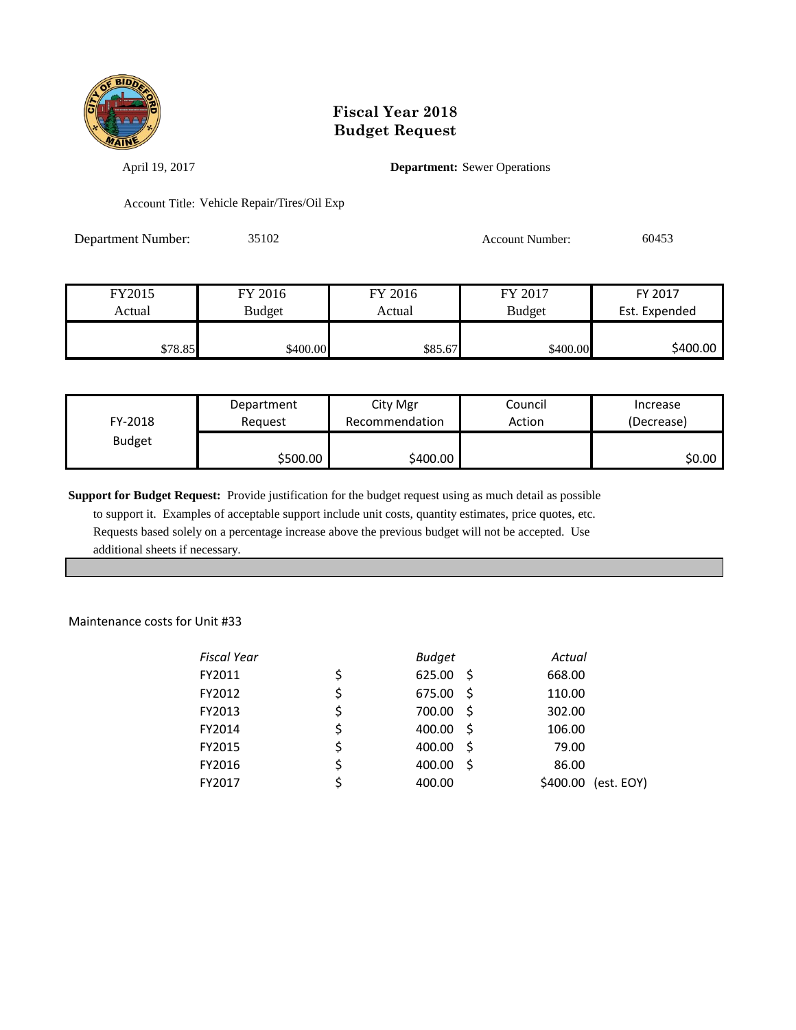# Fiscal Year 2018
# Budget Request

April 19, 2017

**Department:** Sewer Operations

Account Title: Vehicle Repair/Tires/Oil Exp

Department Number: 35102

Account Number: 60453

| FY2015 Actual | FY 2016 Budget | FY 2016 Actual | FY 2017 Budget | FY 2017 Est. Expended |
|---|---|---|---|---|
| $78.85 | $400.00 | $85.67 | $400.00 | $400.00 |

| FY-2018 Budget | Department Request | City Mgr Recommendation | Council Action | Increase (Decrease) |
|---|---|---|---|---|
| | $500.00 | $400.00 | | $0.00 |

**Support for Budget Request:** Provide justification for the budget request using as much detail as possible to support it. Examples of acceptable support include unit costs, quantity estimates, price quotes, etc. Requests based solely on a percentage increase above the previous budget will not be accepted. Use additional sheets if necessary.

Maintenance costs for Unit #33

| *Fiscal Year* | *Budget* | *Actual* |
|---|---|---|
| FY2011 | $ 625.00 | $ 668.00 |
| FY2012 | $ 675.00 | $ 110.00 |
| FY2013 | $ 700.00 | $ 302.00 |
| FY2014 | $ 400.00 | $ 106.00 |
| FY2015 | $ 400.00 | $ 79.00 |
| FY2016 | $ 400.00 | $ 86.00 |
| FY2017 | $ 400.00 | $400.00 (est. EOY) |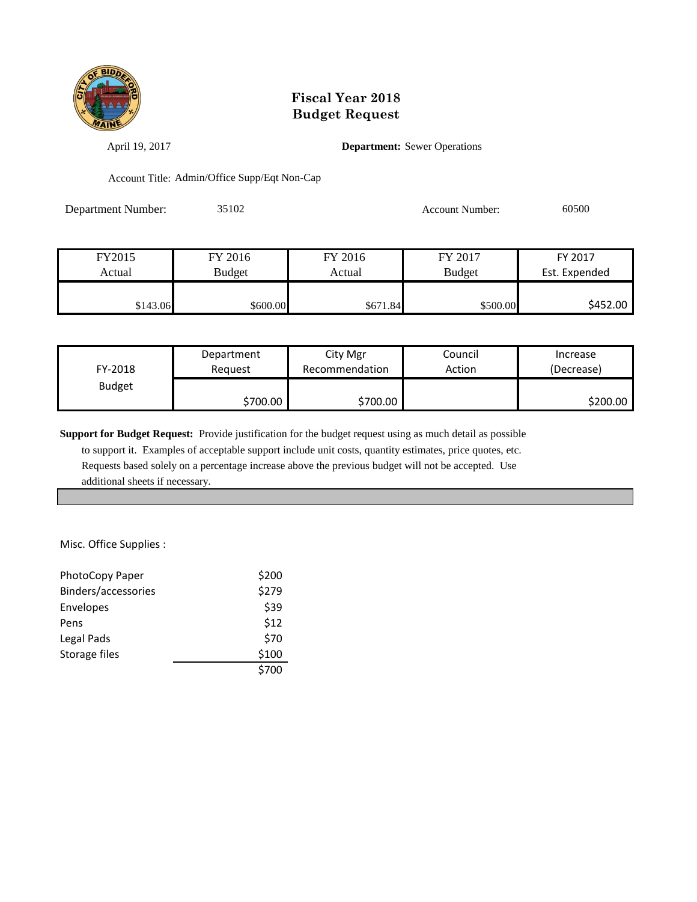# Fiscal Year 2018
# Budget Request

April 19, 2017

**Department:** Sewer Operations

Account Title: Admin/Office Supp/Eqt Non-Cap

Department Number: 35102

Account Number: 60500

| FY2015 Actual | FY 2016 Budget | FY 2016 Actual | FY 2017 Budget | FY 2017 Est. Expended |
|---|---|---|---|---|
| $143.06 | $600.00 | $671.84 | $500.00 | $452.00 |

| FY-2018 Budget | Department Request | City Mgr Recommendation | Council Action | Increase (Decrease) |
|---|---|---|---|---|
| | $700.00 | $700.00 | | $200.00 |

**Support for Budget Request:** Provide justification for the budget request using as much detail as possible to support it. Examples of acceptable support include unit costs, quantity estimates, price quotes, etc. Requests based solely on a percentage increase above the previous budget will not be accepted. Use additional sheets if necessary.

Misc. Office Supplies :

| Item | Amount |
|---|---|
| PhotoCopy Paper | $200 |
| Binders/accessories | $279 |
| Envelopes | $39 |
| Pens | $12 |
| Legal Pads | $70 |
| Storage files | $100 |
| | $700 |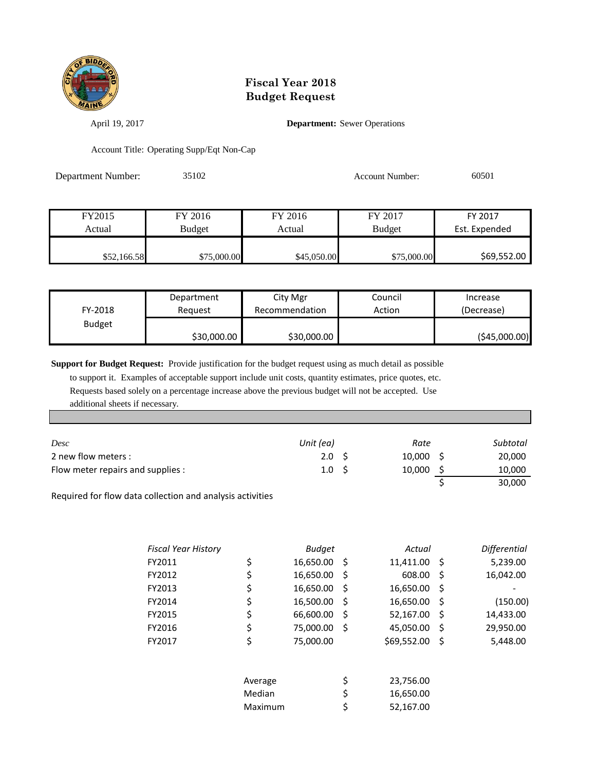# Fiscal Year 2018
# Budget Request

April 19, 2017

**Department:** Sewer Operations

Account Title: Operating Supp/Eqt Non-Cap

Department Number: 35102

Account Number: 60501

| FY2015 Actual | FY 2016 Budget | FY 2016 Actual | FY 2017 Budget | FY 2017 Est. Expended |
|---|---|---|---|---|
| $52,166.58 | $75,000.00 | $45,050.00 | $75,000.00 | $69,552.00 |

| FY-2018 Budget | Department Request | City Mgr Recommendation | Council Action | Increase (Decrease) |
|---|---|---|---|---|
| | $30,000.00 | $30,000.00 | | ($45,000.00) |

**Support for Budget Request:** Provide justification for the budget request using as much detail as possible to support it. Examples of acceptable support include unit costs, quantity estimates, price quotes, etc. Requests based solely on a percentage increase above the previous budget will not be accepted. Use additional sheets if necessary.

| *Desc* | *Unit (ea)* | *Rate* | *Subtotal* |
|---|---|---|---|
| 2 new flow meters : | 2.0 | $ 10,000 | $ 20,000 |
| Flow meter repairs and supplies : | 1.0 | $ 10,000 | $ 10,000 |
| | | | $ 30,000 |

Required for flow data collection and analysis activities

| *Fiscal Year History* | *Budget* | *Actual* | *Differential* |
|---|---|---|---|
| FY2011 | $ 16,650.00 | $ 11,411.00 | $ 5,239.00 |
| FY2012 | $ 16,650.00 | $ 608.00 | $ 16,042.00 |
| FY2013 | $ 16,650.00 | $ 16,650.00 | $ - |
| FY2014 | $ 16,500.00 | $ 16,650.00 | $ (150.00) |
| FY2015 | $ 66,600.00 | $ 52,167.00 | $ 14,433.00 |
| FY2016 | $ 75,000.00 | $ 45,050.00 | $ 29,950.00 |
| FY2017 | $ 75,000.00 | $69,552.00 | $ 5,448.00 |

| | |
|---|---|
| Average | $ 23,756.00 |
| Median | $ 16,650.00 |
| Maximum | $ 52,167.00 |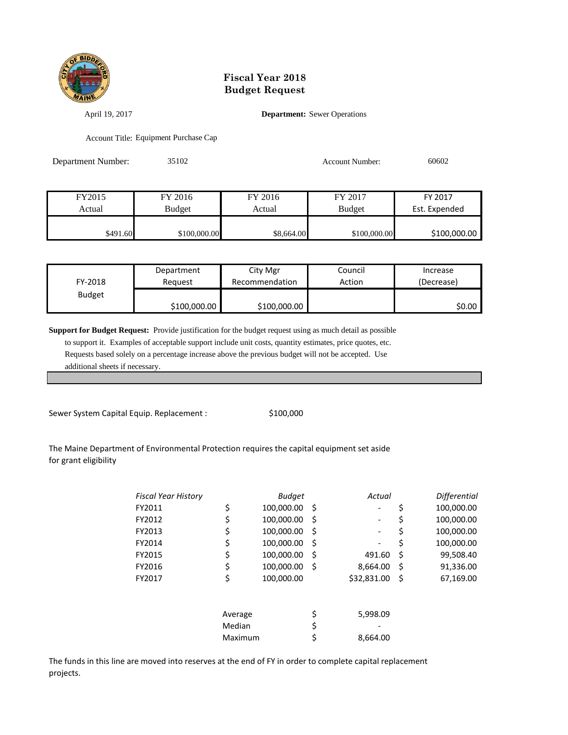# Fiscal Year 2018
# Budget Request

April 19, 2017

**Department:** Sewer Operations

Account Title: Equipment Purchase Cap

Department Number: 35102

Account Number: 60602

| FY2015 Actual | FY 2016 Budget | FY 2016 Actual | FY 2017 Budget | FY 2017 Est. Expended |
|---|---|---|---|---|
| $491.60 | $100,000.00 | $8,664.00 | $100,000.00 | $100,000.00 |

| | Department Request | City Mgr Recommendation | Council Action | Increase (Decrease) |
|---|---|---|---|---|
| FY-2018 Budget | $100,000.00 | $100,000.00 | | $0.00 |

**Support for Budget Request:** Provide justification for the budget request using as much detail as possible to support it. Examples of acceptable support include unit costs, quantity estimates, price quotes, etc. Requests based solely on a percentage increase above the previous budget will not be accepted. Use additional sheets if necessary.

Sewer System Capital Equip. Replacement : $100,000

The Maine Department of Environmental Protection requires the capital equipment set aside for grant eligibility

| *Fiscal Year History* | *Budget* | *Actual* | *Differential* |
|---|---|---|---|
| FY2011 | $ 100,000.00 | $ - | $ 100,000.00 |
| FY2012 | $ 100,000.00 | $ - | $ 100,000.00 |
| FY2013 | $ 100,000.00 | $ - | $ 100,000.00 |
| FY2014 | $ 100,000.00 | $ - | $ 100,000.00 |
| FY2015 | $ 100,000.00 | $ 491.60 | $ 99,508.40 |
| FY2016 | $ 100,000.00 | $ 8,664.00 | $ 91,336.00 |
| FY2017 | $ 100,000.00 | $32,831.00 | $ 67,169.00 |
| | Average | $ 5,998.09 | |
| | Median | $ - | |
| | Maximum | $ 8,664.00 | |

The funds in this line are moved into reserves at the end of FY in order to complete capital replacement projects.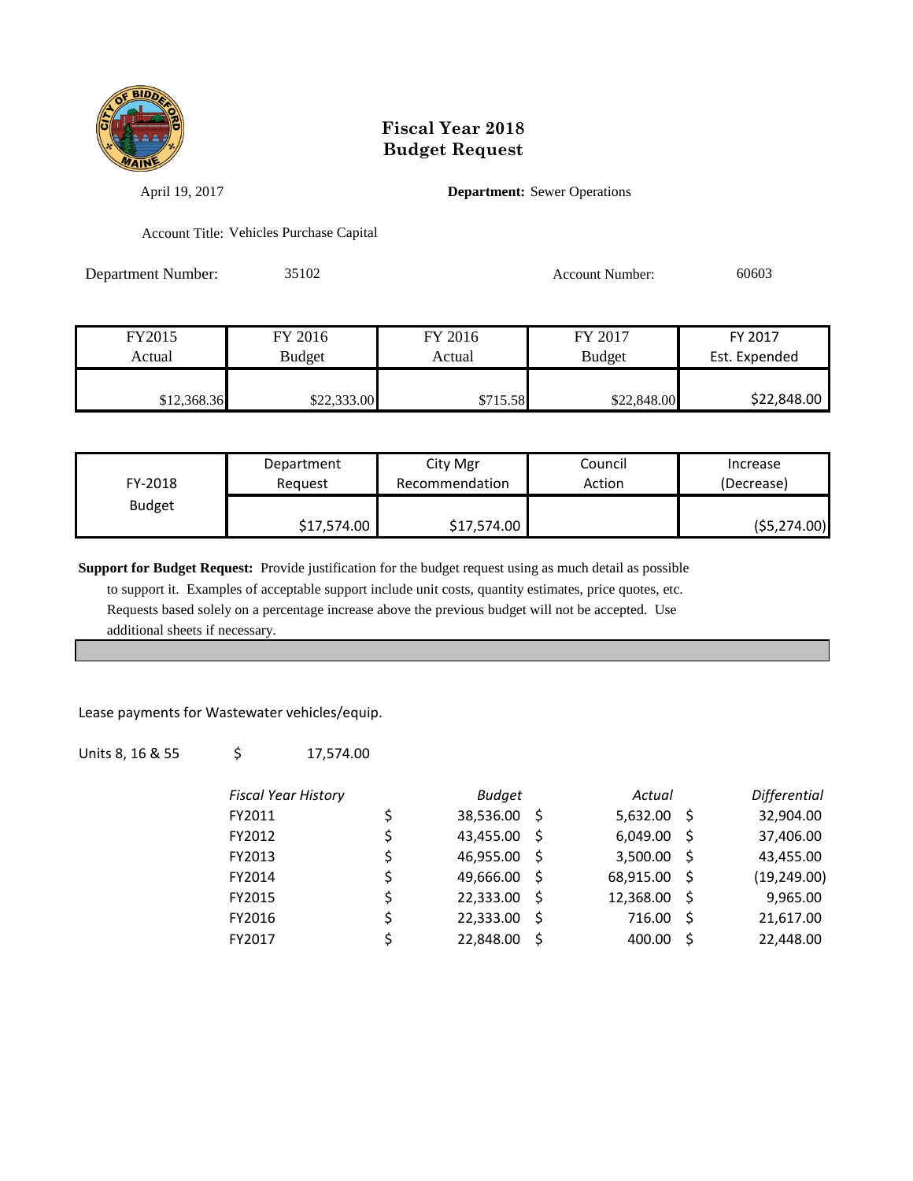# Fiscal Year 2018
# Budget Request

April 19, 2017

**Department:** Sewer Operations

Account Title: Vehicles Purchase Capital

Department Number: 35102

Account Number: 60603

| FY2015 Actual | FY 2016 Budget | FY 2016 Actual | FY 2017 Budget | FY 2017 Est. Expended |
|---|---|---|---|---|
| $12,368.36 | $22,333.00 | $715.58 | $22,848.00 | $22,848.00 |

| FY-2018 Budget | Department Request | City Mgr Recommendation | Council Action | Increase (Decrease) |
|---|---|---|---|---|
| | $17,574.00 | $17,574.00 | | ($5,274.00) |

**Support for Budget Request:** Provide justification for the budget request using as much detail as possible to support it. Examples of acceptable support include unit costs, quantity estimates, price quotes, etc. Requests based solely on a percentage increase above the previous budget will not be accepted. Use additional sheets if necessary.

Lease payments for Wastewater vehicles/equip.

Units 8, 16 & 55 $ 17,574.00

| *Fiscal Year History* | *Budget* | *Actual* | *Differential* |
|---|---|---|---|
| FY2011 | $ 38,536.00 | $ 5,632.00 | $ 32,904.00 |
| FY2012 | $ 43,455.00 | $ 6,049.00 | $ 37,406.00 |
| FY2013 | $ 46,955.00 | $ 3,500.00 | $ 43,455.00 |
| FY2014 | $ 49,666.00 | $ 68,915.00 | $ (19,249.00) |
| FY2015 | $ 22,333.00 | $ 12,368.00 | $ 9,965.00 |
| FY2016 | $ 22,333.00 | $ 716.00 | $ 21,617.00 |
| FY2017 | $ 22,848.00 | $ 400.00 | $ 22,448.00 |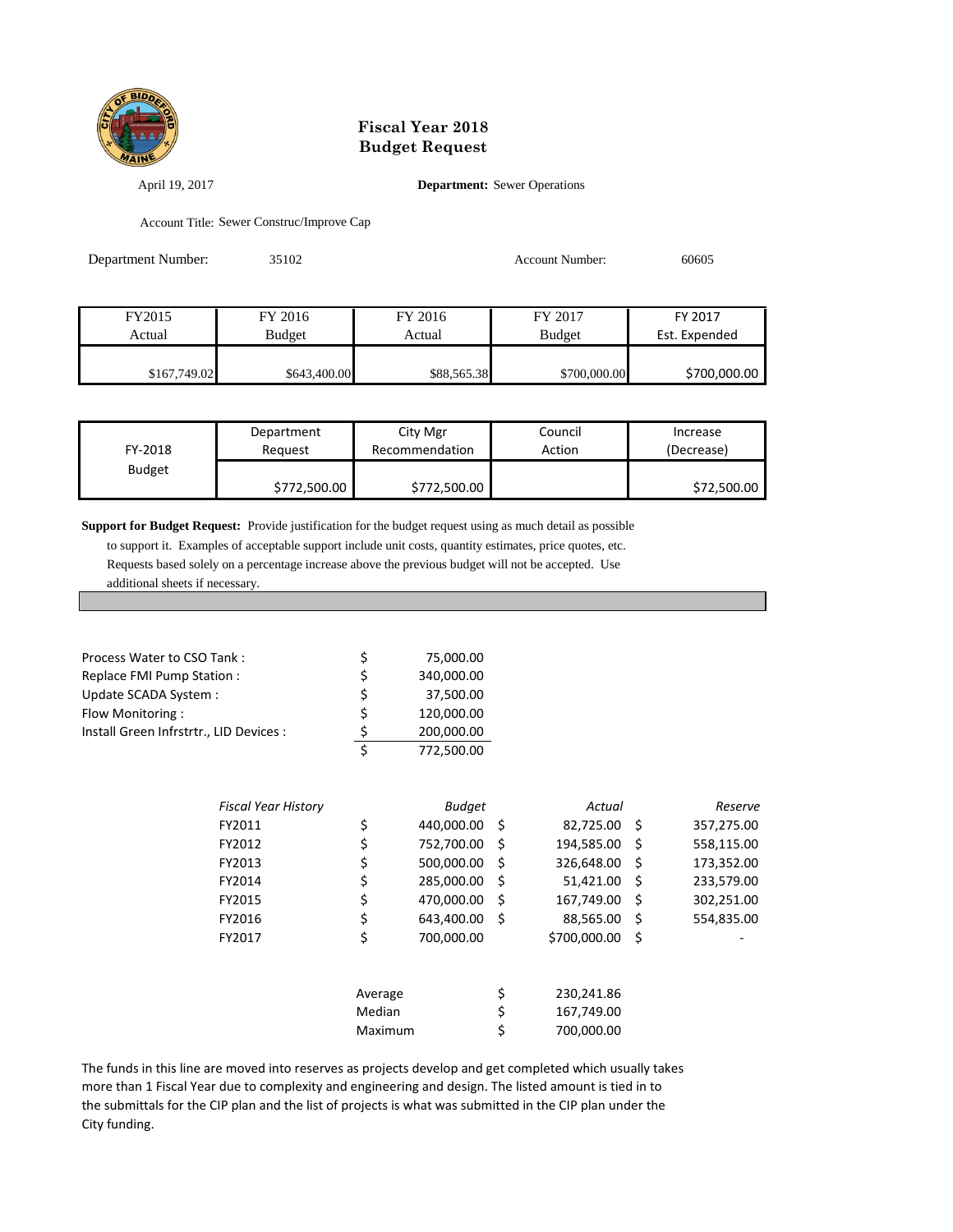# Fiscal Year 2018
# Budget Request

April 19, 2017

**Department:** Sewer Operations

Account Title: Sewer Construc/Improve Cap

Department Number: 35102

Account Number: 60605

| FY2015 Actual | FY 2016 Budget | FY 2016 Actual | FY 2017 Budget | FY 2017 Est. Expended |
|---|---|---|---|---|
| $167,749.02 | $643,400.00 | $88,565.38 | $700,000.00 | $700,000.00 |

| FY-2018 Budget | Department Request | City Mgr Recommendation | Council Action | Increase (Decrease) |
|---|---|---|---|---|
| | $772,500.00 | $772,500.00 | | $72,500.00 |

**Support for Budget Request:** Provide justification for the budget request using as much detail as possible to support it. Examples of acceptable support include unit costs, quantity estimates, price quotes, etc. Requests based solely on a percentage increase above the previous budget will not be accepted. Use additional sheets if necessary.

| | |
|---|---|
| Process Water to CSO Tank : | $ 75,000.00 |
| Replace FMI Pump Station : | $ 340,000.00 |
| Update SCADA System : | $ 37,500.00 |
| Flow Monitoring : | $ 120,000.00 |
| Install Green Infrstrtr., LID Devices : | $ 200,000.00 |
| | $ 772,500.00 |

| *Fiscal Year History* | *Budget* | *Actual* | *Reserve* |
|---|---|---|---|
| FY2011 | $ 440,000.00 | $ 82,725.00 | $ 357,275.00 |
| FY2012 | $ 752,700.00 | $ 194,585.00 | $ 558,115.00 |
| FY2013 | $ 500,000.00 | $ 326,648.00 | $ 173,352.00 |
| FY2014 | $ 285,000.00 | $ 51,421.00 | $ 233,579.00 |
| FY2015 | $ 470,000.00 | $ 167,749.00 | $ 302,251.00 |
| FY2016 | $ 643,400.00 | $ 88,565.00 | $ 554,835.00 |
| FY2017 | $ 700,000.00 | $700,000.00 | $ - |

| | |
|---|---|
| Average | $ 230,241.86 |
| Median | $ 167,749.00 |
| Maximum | $ 700,000.00 |

The funds in this line are moved into reserves as projects develop and get completed which usually takes more than 1 Fiscal Year due to complexity and engineering and design. The listed amount is tied in to the submittals for the CIP plan and the list of projects is what was submitted in the CIP plan under the City funding.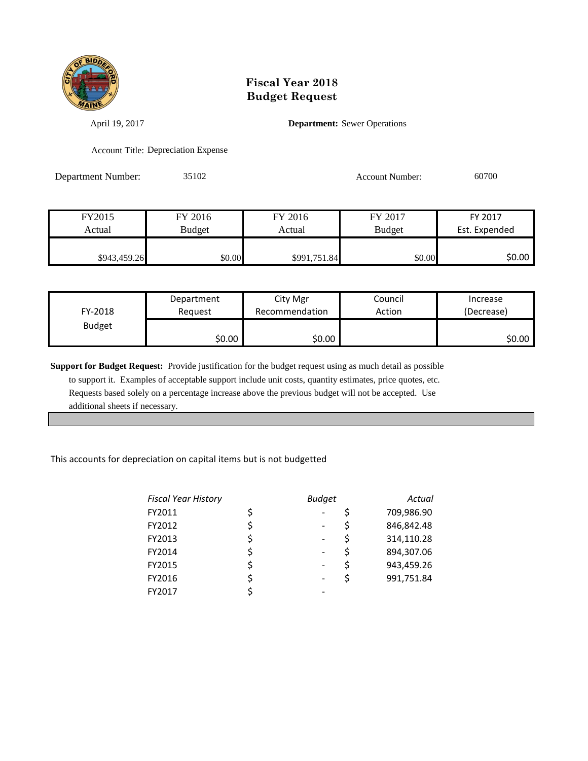# Fiscal Year 2018
# Budget Request

April 19, 2017

**Department:** Sewer Operations

Account Title: Depreciation Expense

Department Number: 35102

Account Number: 60700

| FY2015 Actual | FY 2016 Budget | FY 2016 Actual | FY 2017 Budget | FY 2017 Est. Expended |
|---|---|---|---|---|
| $943,459.26 | $0.00 | $991,751.84 | $0.00 | $0.00 |

| FY-2018 Budget | Department Request | City Mgr Recommendation | Council Action | Increase (Decrease) |
|---|---|---|---|---|
| | $0.00 | $0.00 | | $0.00 |

**Support for Budget Request:** Provide justification for the budget request using as much detail as possible to support it. Examples of acceptable support include unit costs, quantity estimates, price quotes, etc. Requests based solely on a percentage increase above the previous budget will not be accepted. Use additional sheets if necessary.

This accounts for depreciation on capital items but is not budgetted

| *Fiscal Year History* | *Budget* | *Actual* |
|---|---|---|
| FY2011 | $ - | $ 709,986.90 |
| FY2012 | $ - | $ 846,842.48 |
| FY2013 | $ - | $ 314,110.28 |
| FY2014 | $ - | $ 894,307.06 |
| FY2015 | $ - | $ 943,459.26 |
| FY2016 | $ - | $ 991,751.84 |
| FY2017 | $ - | |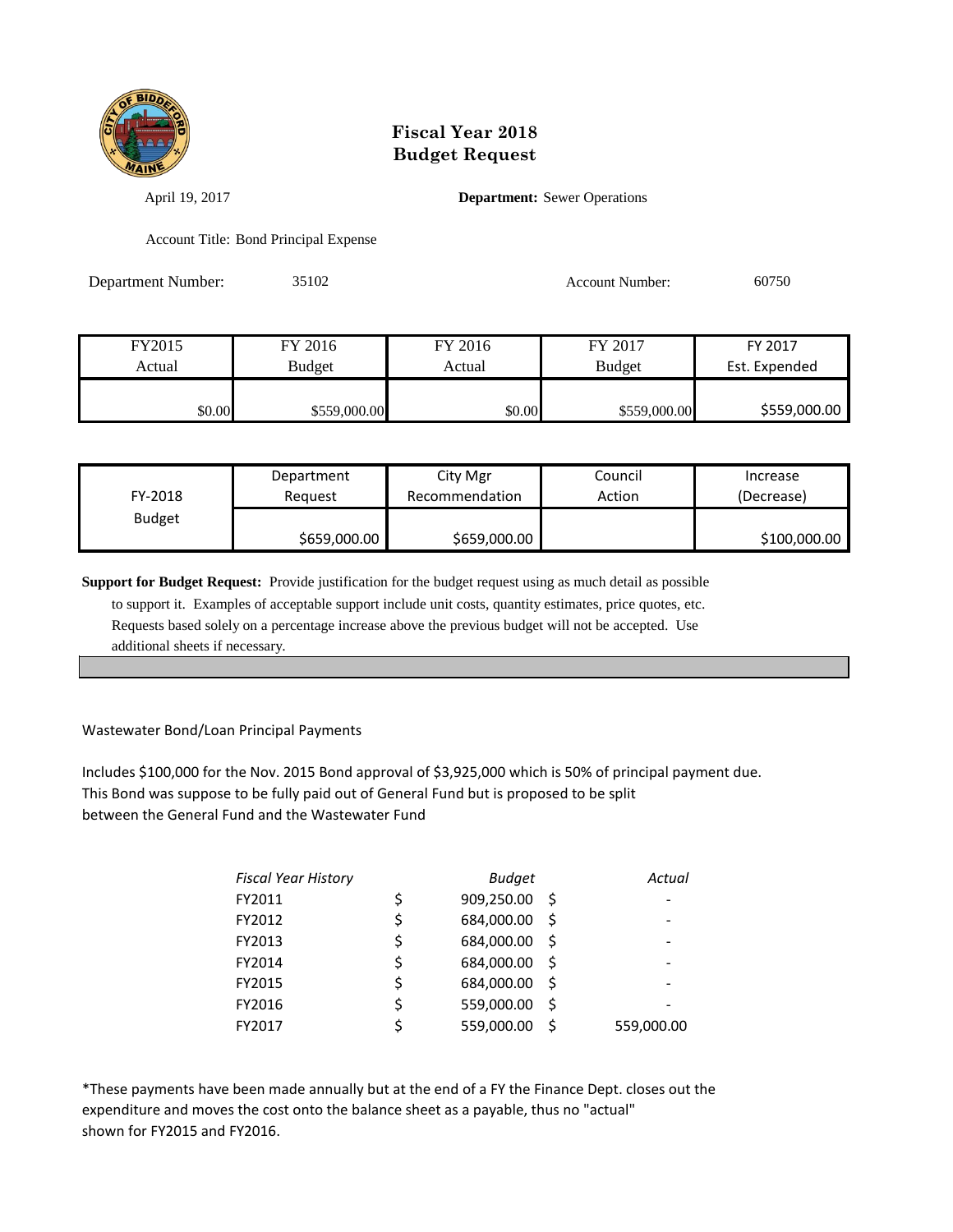# Fiscal Year 2018
# Budget Request

April 19, 2017

**Department:** Sewer Operations

Account Title: Bond Principal Expense

Department Number: 35102

Account Number: 60750

| FY2015 Actual | FY 2016 Budget | FY 2016 Actual | FY 2017 Budget | FY 2017 Est. Expended |
|---|---|---|---|---|
| $0.00 | $559,000.00 | $0.00 | $559,000.00 | $559,000.00 |

| FY-2018 Budget | Department Request | City Mgr Recommendation | Council Action | Increase (Decrease) |
|---|---|---|---|---|
| | $659,000.00 | $659,000.00 | | $100,000.00 |

**Support for Budget Request:** Provide justification for the budget request using as much detail as possible to support it. Examples of acceptable support include unit costs, quantity estimates, price quotes, etc. Requests based solely on a percentage increase above the previous budget will not be accepted. Use additional sheets if necessary.

Wastewater Bond/Loan Principal Payments

Includes $100,000 for the Nov. 2015 Bond approval of $3,925,000 which is 50% of principal payment due. This Bond was suppose to be fully paid out of General Fund but is proposed to be split between the General Fund and the Wastewater Fund

| *Fiscal Year History* | *Budget* | *Actual* |
|---|---|---|
| FY2011 | $ 909,250.00 | $ - |
| FY2012 | $ 684,000.00 | $ - |
| FY2013 | $ 684,000.00 | $ - |
| FY2014 | $ 684,000.00 | $ - |
| FY2015 | $ 684,000.00 | $ - |
| FY2016 | $ 559,000.00 | $ - |
| FY2017 | $ 559,000.00 | $ 559,000.00 |

*These payments have been made annually but at the end of a FY the Finance Dept. closes out the expenditure and moves the cost onto the balance sheet as a payable, thus no "actual" shown for FY2015 and FY2016.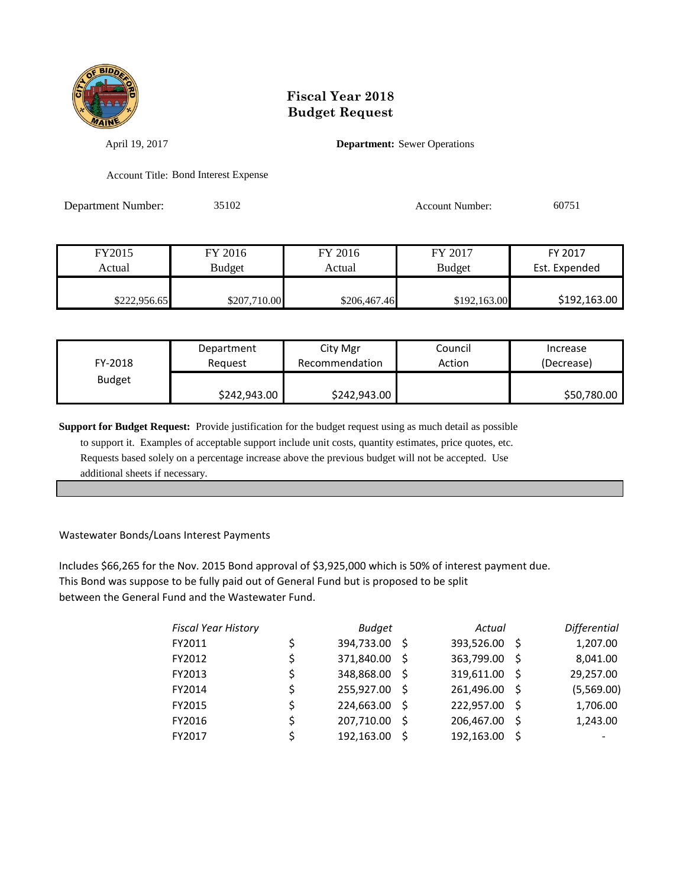# Fiscal Year 2018
# Budget Request

April 19, 2017

**Department:** Sewer Operations

Account Title: Bond Interest Expense

Department Number: 35102

Account Number: 60751

| FY2015 Actual | FY 2016 Budget | FY 2016 Actual | FY 2017 Budget | FY 2017 Est. Expended |
|---|---|---|---|---|
| $222,956.65 | $207,710.00 | $206,467.46 | $192,163.00 | $192,163.00 |

| FY-2018 Budget | Department Request | City Mgr Recommendation | Council Action | Increase (Decrease) |
|---|---|---|---|---|
| | $242,943.00 | $242,943.00 | | $50,780.00 |

**Support for Budget Request:** Provide justification for the budget request using as much detail as possible to support it. Examples of acceptable support include unit costs, quantity estimates, price quotes, etc. Requests based solely on a percentage increase above the previous budget will not be accepted. Use additional sheets if necessary.

Wastewater Bonds/Loans Interest Payments

Includes $66,265 for the Nov. 2015 Bond approval of $3,925,000 which is 50% of interest payment due. This Bond was suppose to be fully paid out of General Fund but is proposed to be split between the General Fund and the Wastewater Fund.

| *Fiscal Year History* | *Budget* | *Actual* | *Differential* |
|---|---|---|---|
| FY2011 | $ 394,733.00 | $ 393,526.00 | $ 1,207.00 |
| FY2012 | $ 371,840.00 | $ 363,799.00 | $ 8,041.00 |
| FY2013 | $ 348,868.00 | $ 319,611.00 | $ 29,257.00 |
| FY2014 | $ 255,927.00 | $ 261,496.00 | $ (5,569.00) |
| FY2015 | $ 224,663.00 | $ 222,957.00 | $ 1,706.00 |
| FY2016 | $ 207,710.00 | $ 206,467.00 | $ 1,243.00 |
| FY2017 | $ 192,163.00 | $ 192,163.00 | $ - |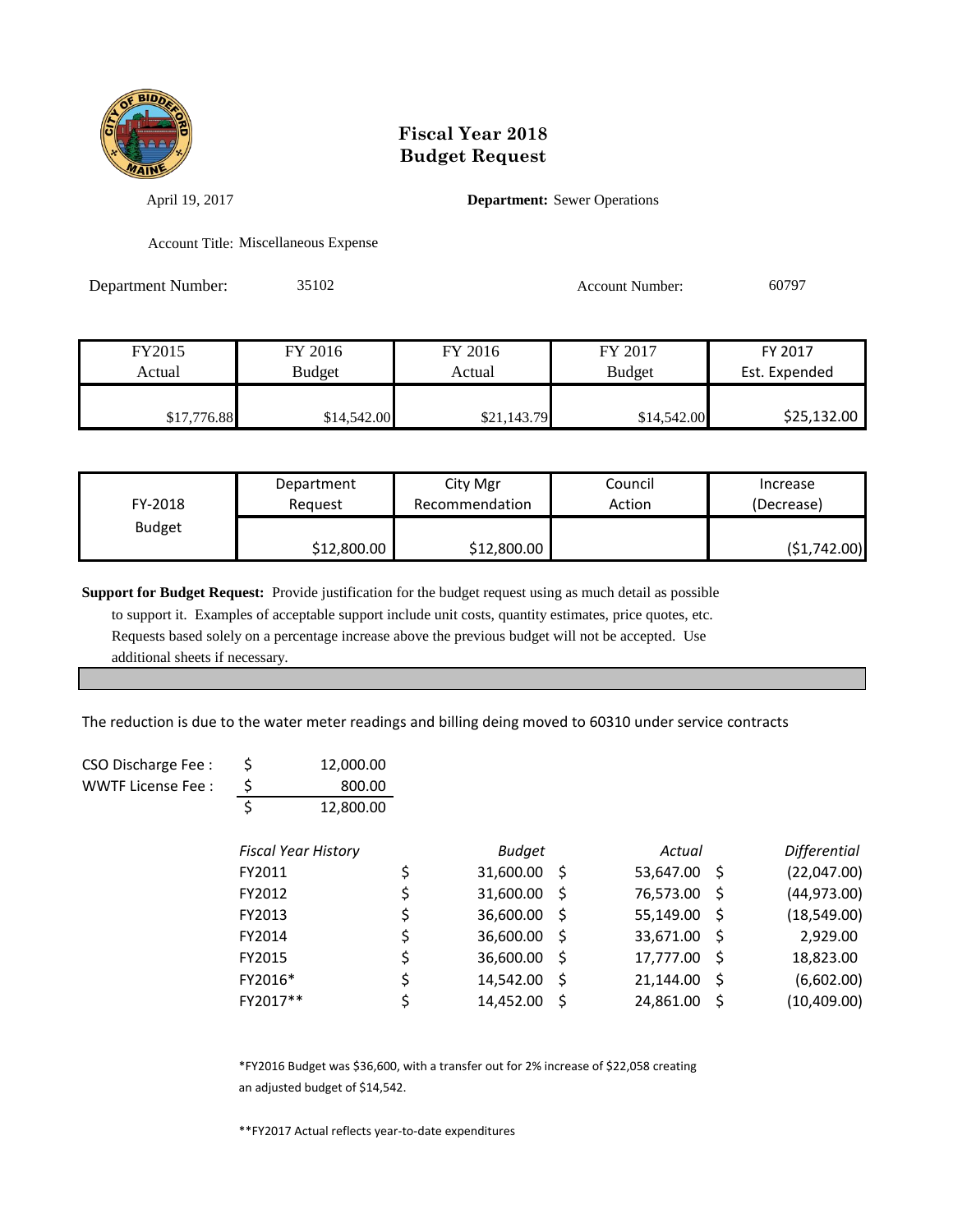# Fiscal Year 2018
# Budget Request

April 19, 2017

**Department:** Sewer Operations

Account Title: Miscellaneous Expense

Department Number: 35102

Account Number: 60797

| FY2015 Actual | FY 2016 Budget | FY 2016 Actual | FY 2017 Budget | FY 2017 Est. Expended |
|---|---|---|---|---|
| $17,776.88 | $14,542.00 | $21,143.79 | $14,542.00 | $25,132.00 |

| FY-2018 Budget | Department Request | City Mgr Recommendation | Council Action | Increase (Decrease) |
|---|---|---|---|---|
| | $12,800.00 | $12,800.00 | | ($1,742.00) |

**Support for Budget Request:** Provide justification for the budget request using as much detail as possible to support it. Examples of acceptable support include unit costs, quantity estimates, price quotes, etc. Requests based solely on a percentage increase above the previous budget will not be accepted. Use additional sheets if necessary.

The reduction is due to the water meter readings and billing deing moved to 60310 under service contracts

| | | |
|---|---|---|
| CSO Discharge Fee : | $ | 12,000.00 |
| WWTF License Fee : | $ | 800.00 |
| | $ | 12,800.00 |

| *Fiscal Year History* | *Budget* | *Actual* | *Differential* |
|---|---|---|---|
| FY2011 | $ 31,600.00 | $ 53,647.00 | $ (22,047.00) |
| FY2012 | $ 31,600.00 | $ 76,573.00 | $ (44,973.00) |
| FY2013 | $ 36,600.00 | $ 55,149.00 | $ (18,549.00) |
| FY2014 | $ 36,600.00 | $ 33,671.00 | $ 2,929.00 |
| FY2015 | $ 36,600.00 | $ 17,777.00 | $ 18,823.00 |
| FY2016* | $ 14,542.00 | $ 21,144.00 | $ (6,602.00) |
| FY2017** | $ 14,452.00 | $ 24,861.00 | $ (10,409.00) |

*FY2016 Budget was $36,600, with a transfer out for 2% increase of $22,058 creating an adjusted budget of $14,542.

**FY2017 Actual reflects year-to-date expenditures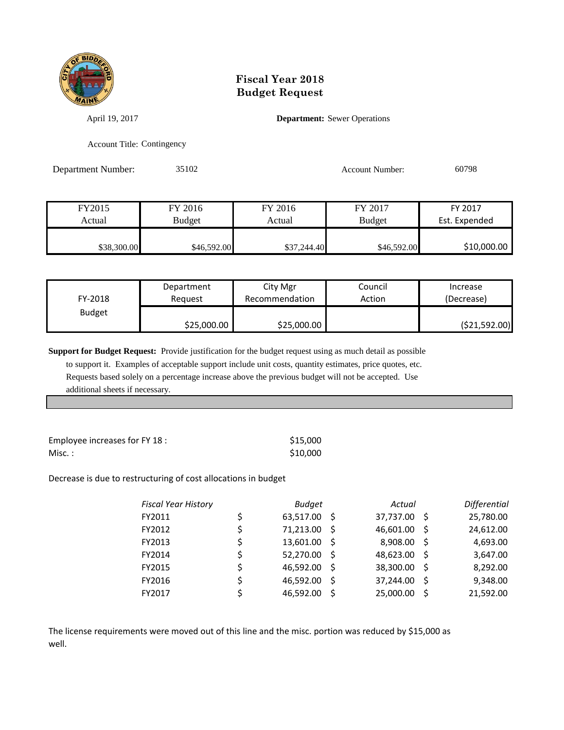# Fiscal Year 2018
# Budget Request

April 19, 2017

**Department:** Sewer Operations

Account Title: Contingency

Department Number: 35102

Account Number: 60798

| FY2015 Actual | FY 2016 Budget | FY 2016 Actual | FY 2017 Budget | FY 2017 Est. Expended |
|---|---|---|---|---|
| $38,300.00 | $46,592.00 | $37,244.40 | $46,592.00 | $10,000.00 |

| FY-2018 Budget | Department Request | City Mgr Recommendation | Council Action | Increase (Decrease) |
|---|---|---|---|---|
| | $25,000.00 | $25,000.00 | | ($21,592.00) |

**Support for Budget Request:** Provide justification for the budget request using as much detail as possible to support it. Examples of acceptable support include unit costs, quantity estimates, price quotes, etc. Requests based solely on a percentage increase above the previous budget will not be accepted. Use additional sheets if necessary.

| | |
|---|---|
| Employee increases for FY 18 : | $15,000 |
| Misc. : | $10,000 |

Decrease is due to restructuring of cost allocations in budget

| *Fiscal Year History* | *Budget* | *Actual* | *Differential* |
|---|---|---|---|
| FY2011 | $ 63,517.00 | $ 37,737.00 | $ 25,780.00 |
| FY2012 | $ 71,213.00 | $ 46,601.00 | $ 24,612.00 |
| FY2013 | $ 13,601.00 | $ 8,908.00 | $ 4,693.00 |
| FY2014 | $ 52,270.00 | $ 48,623.00 | $ 3,647.00 |
| FY2015 | $ 46,592.00 | $ 38,300.00 | $ 8,292.00 |
| FY2016 | $ 46,592.00 | $ 37,244.00 | $ 9,348.00 |
| FY2017 | $ 46,592.00 | $ 25,000.00 | $ 21,592.00 |

The license requirements were moved out of this line and the misc. portion was reduced by $15,000 as well.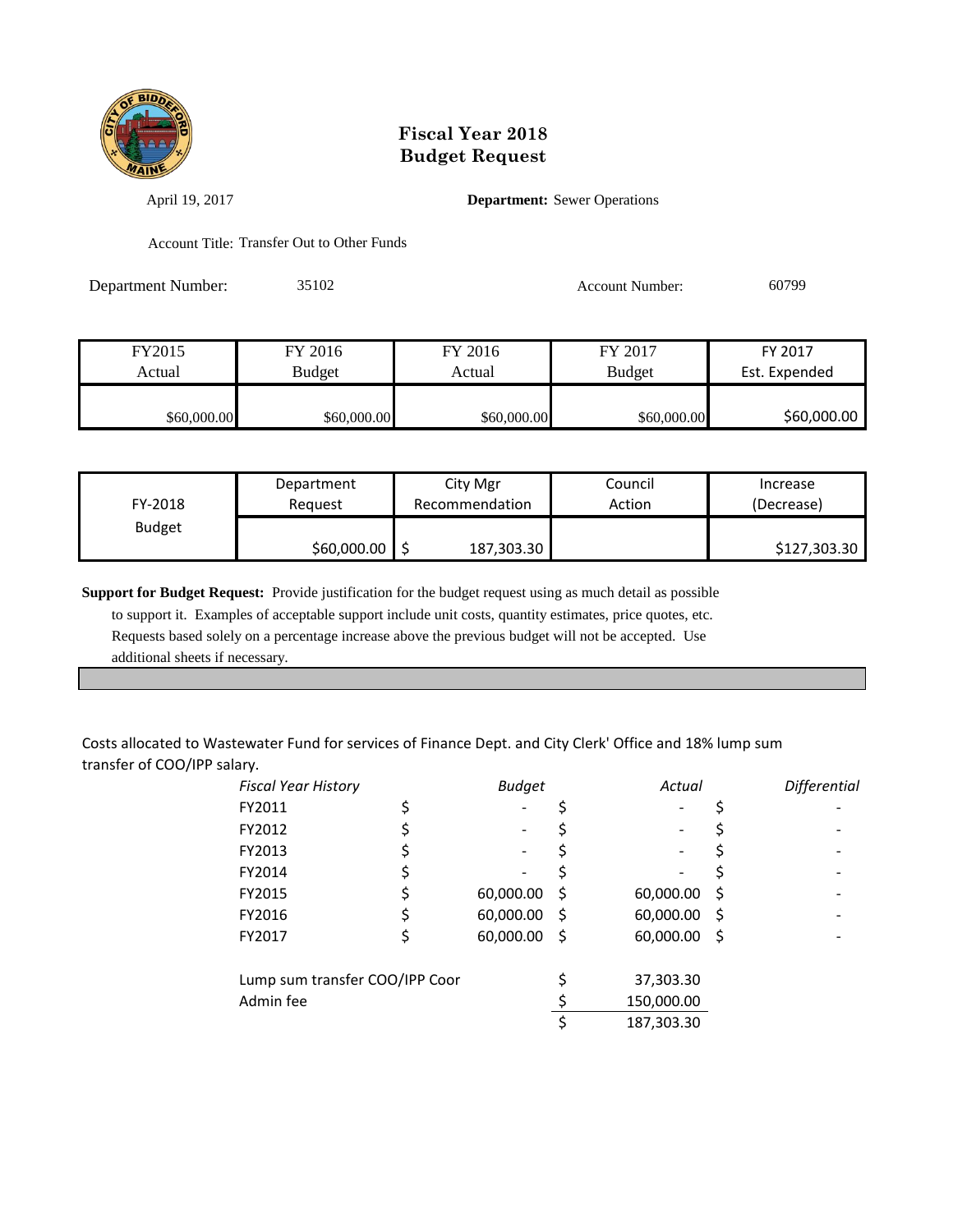# Fiscal Year 2018
# Budget Request

April 19, 2017

**Department:** Sewer Operations

Account Title: Transfer Out to Other Funds

Department Number: 35102

Account Number: 60799

| FY2015 Actual | FY 2016 Budget | FY 2016 Actual | FY 2017 Budget | FY 2017 Est. Expended |
|---|---|---|---|---|
| $60,000.00 | $60,000.00 | $60,000.00 | $60,000.00 | $60,000.00 |

| FY-2018 Budget | Department Request | City Mgr Recommendation | Council Action | Increase (Decrease) |
|---|---|---|---|---|
| | $60,000.00 | $ 187,303.30 | | $127,303.30 |

**Support for Budget Request:** Provide justification for the budget request using as much detail as possible to support it. Examples of acceptable support include unit costs, quantity estimates, price quotes, etc. Requests based solely on a percentage increase above the previous budget will not be accepted. Use additional sheets if necessary.

Costs allocated to Wastewater Fund for services of Finance Dept. and City Clerk' Office and 18% lump sum transfer of COO/IPP salary.

| *Fiscal Year History* | *Budget* | *Actual* | *Differential* |
|---|---|---|---|
| FY2011 | $ - | $ - | $ - |
| FY2012 | $ - | $ - | $ - |
| FY2013 | $ - | $ - | $ - |
| FY2014 | $ - | $ - | $ - |
| FY2015 | $ 60,000.00 | $ 60,000.00 | $ - |
| FY2016 | $ 60,000.00 | $ 60,000.00 | $ - |
| FY2017 | $ 60,000.00 | $ 60,000.00 | $ - |

| | |
|---|---|
| Lump sum transfer COO/IPP Coor | $ 37,303.30 |
| Admin fee | $ 150,000.00 |
| | $ 187,303.30 |